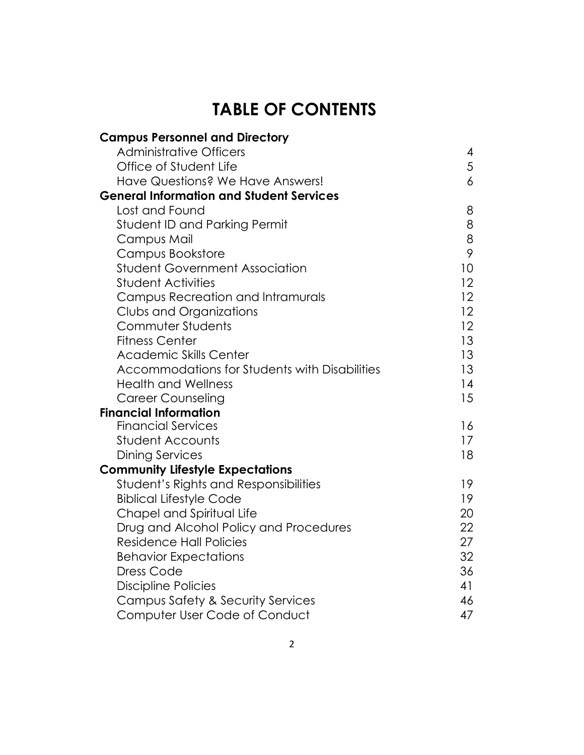# TABLE OF CONTENTS

| | |
|---|---|
| **Campus Personnel and Directory** | |
| Administrative Officers | 4 |
| Office of Student Life | 5 |
| Have Questions? We Have Answers! | 6 |
| **General Information and Student Services** | |
| Lost and Found | 8 |
| Student ID and Parking Permit | 8 |
| Campus Mail | 8 |
| Campus Bookstore | 9 |
| Student Government Association | 10 |
| Student Activities | 12 |
| Campus Recreation and Intramurals | 12 |
| Clubs and Organizations | 12 |
| Commuter Students | 12 |
| Fitness Center | 13 |
| Academic Skills Center | 13 |
| Accommodations for Students with Disabilities | 13 |
| Health and Wellness | 14 |
| Career Counseling | 15 |
| **Financial Information** | |
| Financial Services | 16 |
| Student Accounts | 17 |
| Dining Services | 18 |
| **Community Lifestyle Expectations** | |
| Student's Rights and Responsibilities | 19 |
| Biblical Lifestyle Code | 19 |
| Chapel and Spiritual Life | 20 |
| Drug and Alcohol Policy and Procedures | 22 |
| Residence Hall Policies | 27 |
| Behavior Expectations | 32 |
| Dress Code | 36 |
| Discipline Policies | 41 |
| Campus Safety & Security Services | 46 |
| Computer User Code of Conduct | 47 |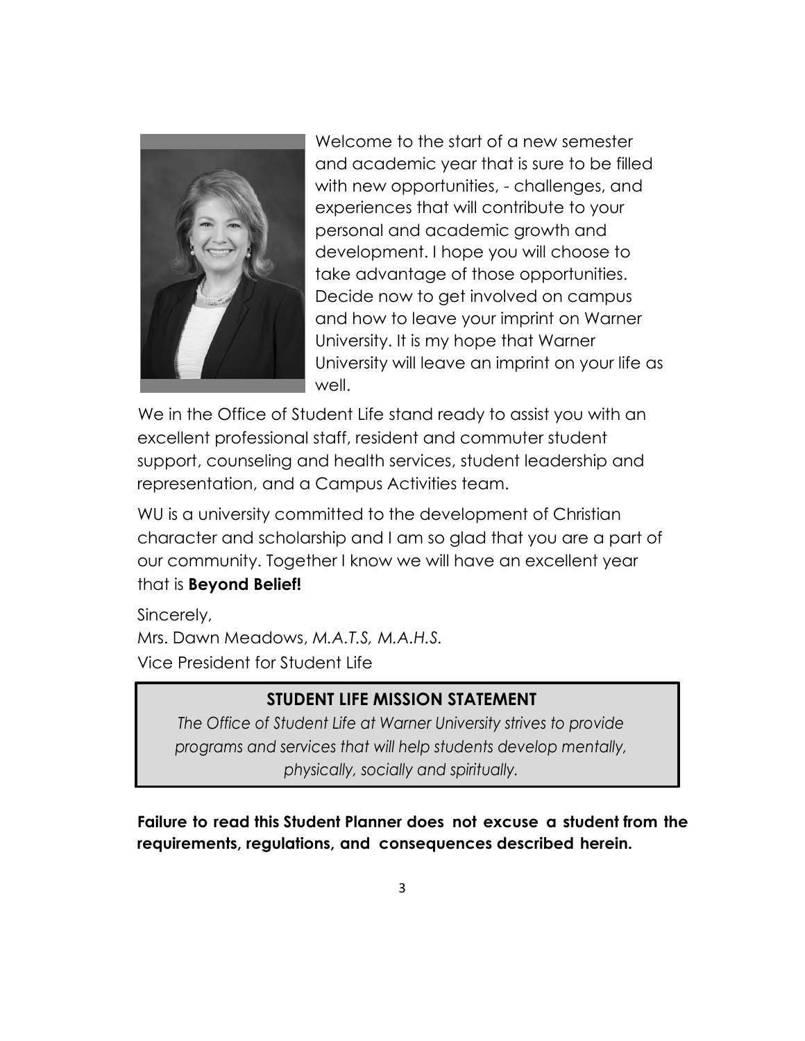Welcome to the start of a new semester and academic year that is sure to be filled with new opportunities, - challenges, and experiences that will contribute to your personal and academic growth and development. I hope you will choose to take advantage of those opportunities. Decide now to get involved on campus and how to leave your imprint on Warner University. It is my hope that Warner University will leave an imprint on your life as well.

We in the Office of Student Life stand ready to assist you with an excellent professional staff, resident and commuter student support, counseling and health services, student leadership and representation, and a Campus Activities team.

WU is a university committed to the development of Christian character and scholarship and I am so glad that you are a part of our community. Together I know we will have an excellent year that is **Beyond Belief!**

Sincerely,
Mrs. Dawn Meadows, *M.A.T.S, M.A.H.S.*
Vice President for Student Life

## STUDENT LIFE MISSION STATEMENT

*The Office of Student Life at Warner University strives to provide programs and services that will help students develop mentally, physically, socially and spiritually.*

**Failure to read this Student Planner does not excuse a student from the requirements, regulations, and consequences described herein.**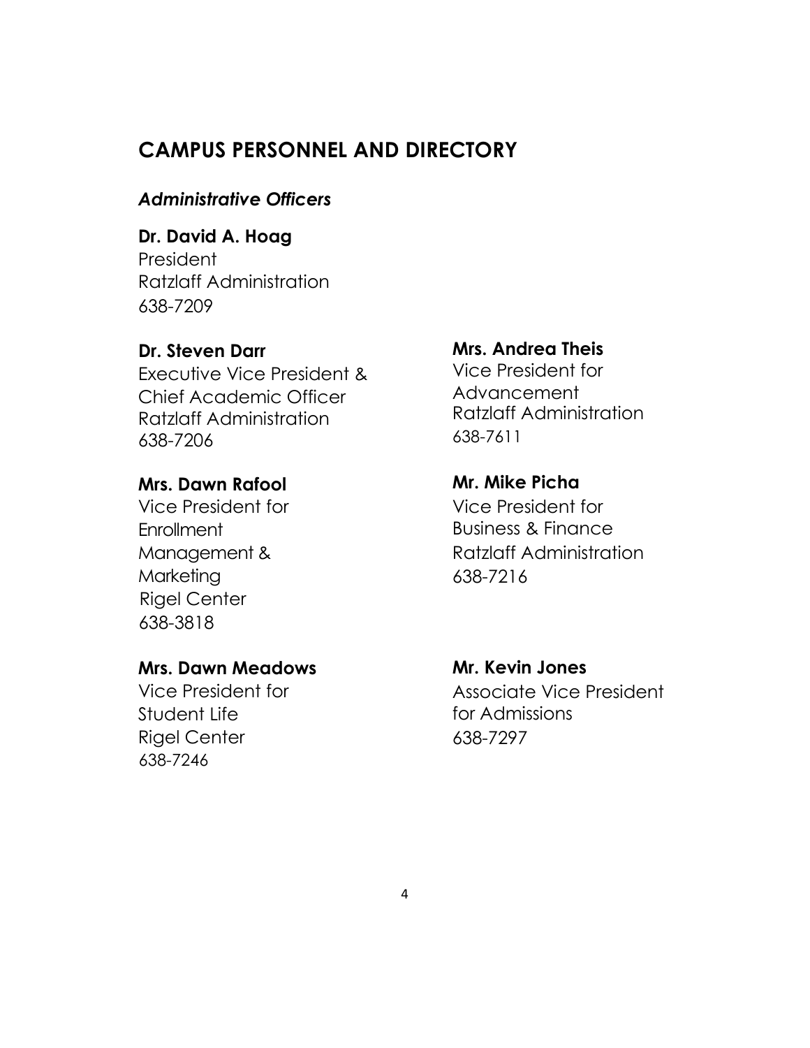# CAMPUS PERSONNEL AND DIRECTORY

### *Administrative Officers*

**Dr. David A. Hoag**
President
Ratzlaff Administration
638-7209

**Dr. Steven Darr**
Executive Vice President &
Chief Academic Officer
Ratzlaff Administration
638-7206

**Mrs. Andrea Theis**
Vice President for
Advancement
Ratzlaff Administration
638-7611

**Mrs. Dawn Rafool**
Vice President for
Enrollment
Management &
Marketing
Rigel Center
638-3818

**Mr. Mike Picha**
Vice President for
Business & Finance
Ratzlaff Administration
638-7216

**Mrs. Dawn Meadows**
Vice President for
Student Life
Rigel Center
638-7246

**Mr. Kevin Jones**
Associate Vice President
for Admissions
638-7297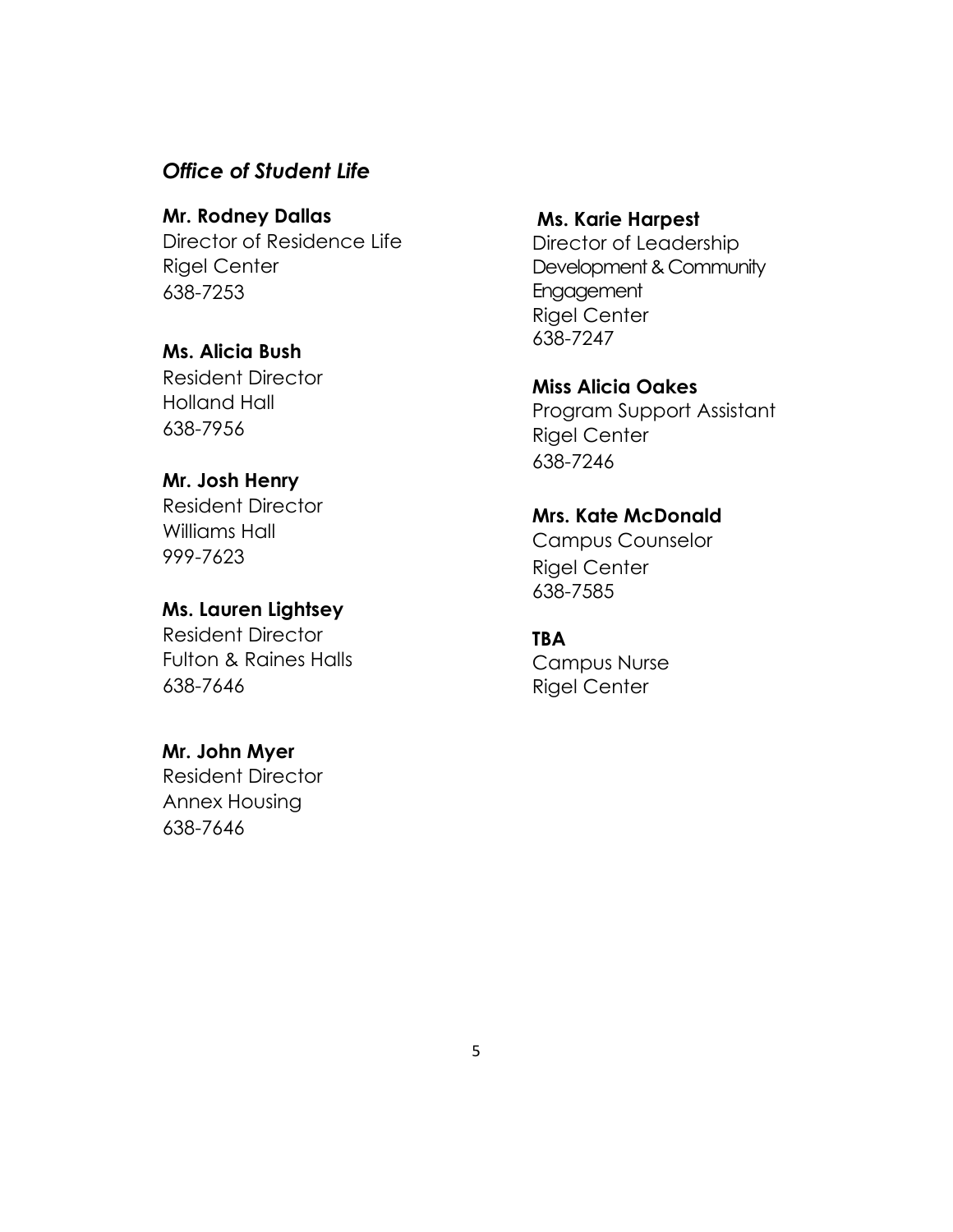## *Office of Student Life*

**Mr. Rodney Dallas**
Director of Residence Life
Rigel Center
638-7253

**Ms. Alicia Bush**
Resident Director
Holland Hall
638-7956

**Mr. Josh Henry**
Resident Director
Williams Hall
999-7623

**Ms. Lauren Lightsey**
Resident Director
Fulton & Raines Halls
638-7646

**Mr. John Myer**
Resident Director
Annex Housing
638-7646

**Ms. Karie Harpest**
Director of Leadership Development & Community Engagement
Rigel Center
638-7247

**Miss Alicia Oakes**
Program Support Assistant
Rigel Center
638-7246

**Mrs. Kate McDonald**
Campus Counselor
Rigel Center
638-7585

**TBA**
Campus Nurse
Rigel Center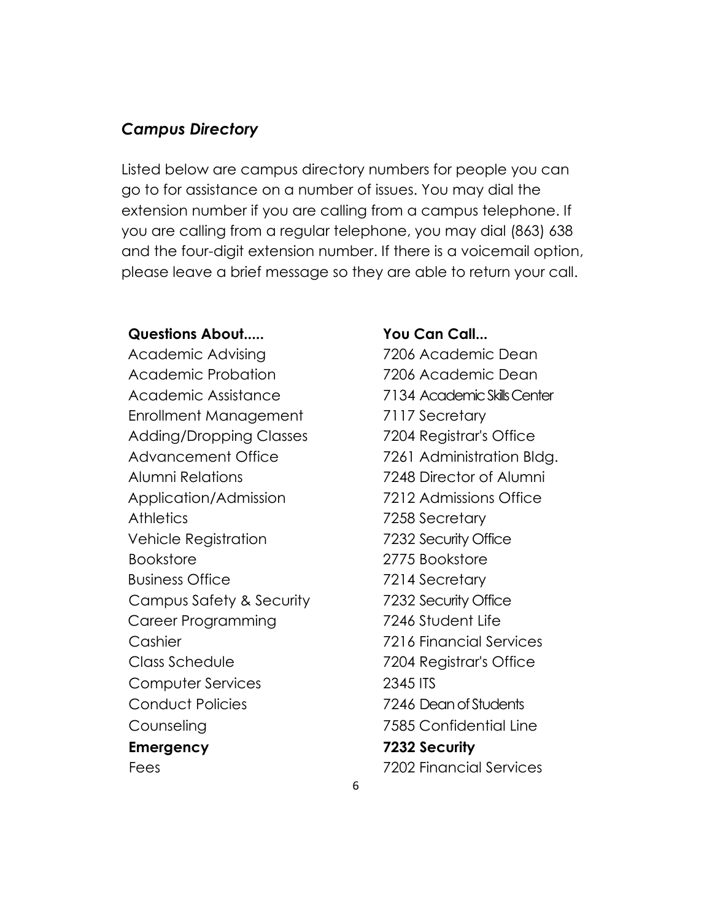## *Campus Directory*

Listed below are campus directory numbers for people you can go to for assistance on a number of issues. You may dial the extension number if you are calling from a campus telephone. If you are calling from a regular telephone, you may dial (863) 638 and the four-digit extension number. If there is a voicemail option, please leave a brief message so they are able to return your call.

| **Questions About.....** | **You Can Call...** |
|---|---|
| Academic Advising | 7206 Academic Dean |
| Academic Probation | 7206 Academic Dean |
| Academic Assistance | 7134 Academic Skills Center |
| Enrollment Management | 7117 Secretary |
| Adding/Dropping Classes | 7204 Registrar's Office |
| Advancement Office | 7261 Administration Bldg. |
| Alumni Relations | 7248 Director of Alumni |
| Application/Admission | 7212 Admissions Office |
| Athletics | 7258 Secretary |
| Vehicle Registration | 7232 Security Office |
| Bookstore | 2775 Bookstore |
| Business Office | 7214 Secretary |
| Campus Safety & Security | 7232 Security Office |
| Career Programming | 7246 Student Life |
| Cashier | 7216 Financial Services |
| Class Schedule | 7204 Registrar's Office |
| Computer Services | 2345 ITS |
| Conduct Policies | 7246 Dean of Students |
| Counseling | 7585 Confidential Line |
| **Emergency** | **7232 Security** |
| Fees | 7202 Financial Services |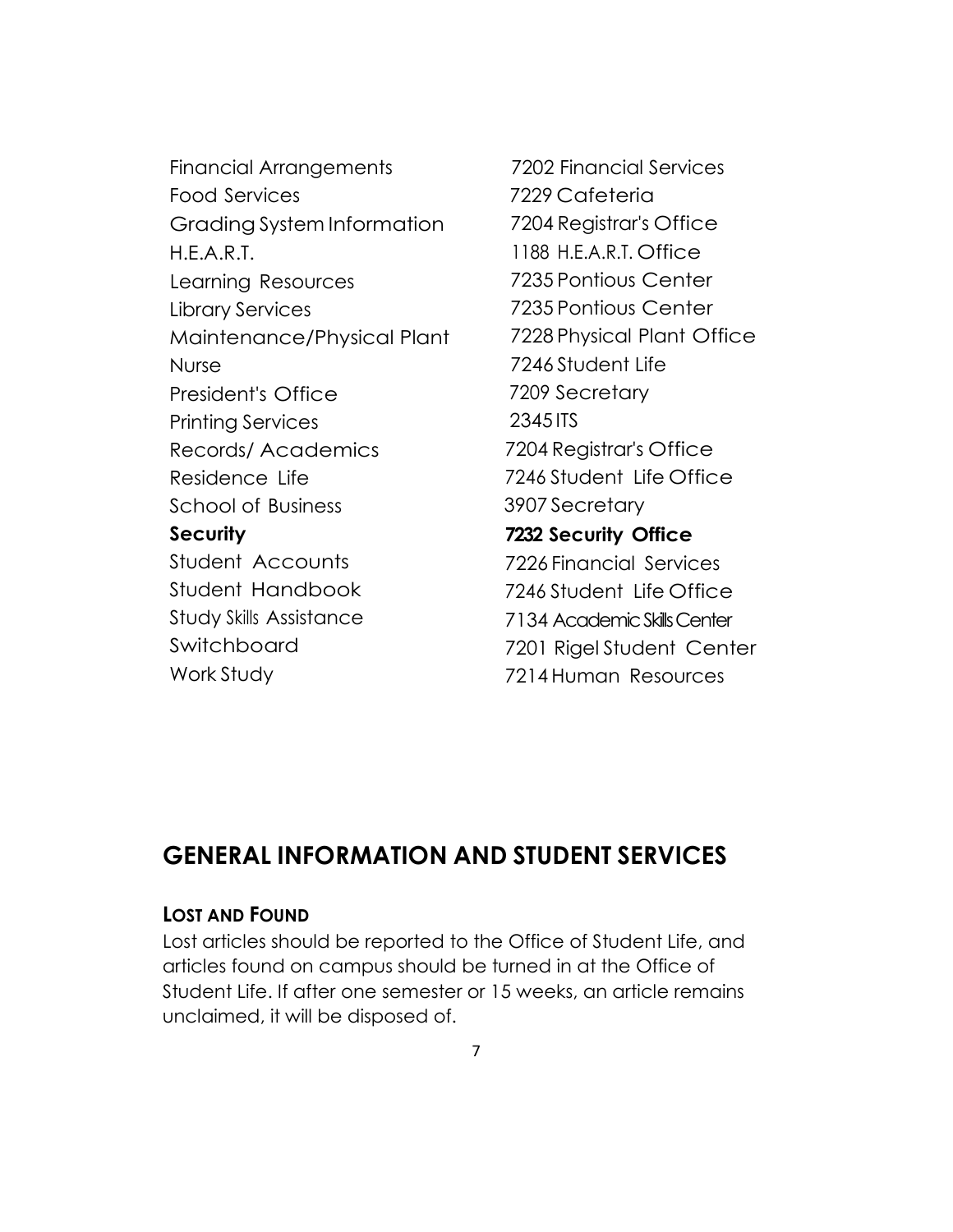| | |
|---|---|
| Financial Arrangements | 7202 Financial Services |
| Food Services | 7229 Cafeteria |
| Grading System Information | 7204 Registrar's Office |
| H.E.A.R.T. | 1188 H.E.A.R.T. Office |
| Learning Resources | 7235 Pontious Center |
| Library Services | 7235 Pontious Center |
| Maintenance/Physical Plant | 7228 Physical Plant Office |
| Nurse | 7246 Student Life |
| President's Office | 7209 Secretary |
| Printing Services | 2345 ITS |
| Records/ Academics | 7204 Registrar's Office |
| Residence Life | 7246 Student Life Office |
| School of Business | 3907 Secretary |
| **Security** | **7232 Security Office** |
| Student Accounts | 7226 Financial Services |
| Student Handbook | 7246 Student Life Office |
| Study Skills Assistance | 7134 Academic Skills Center |
| Switchboard | 7201 Rigel Student Center |
| Work Study | 7214 Human Resources |

## GENERAL INFORMATION AND STUDENT SERVICES

### LOST AND FOUND

Lost articles should be reported to the Office of Student Life, and articles found on campus should be turned in at the Office of Student Life. If after one semester or 15 weeks, an article remains unclaimed, it will be disposed of.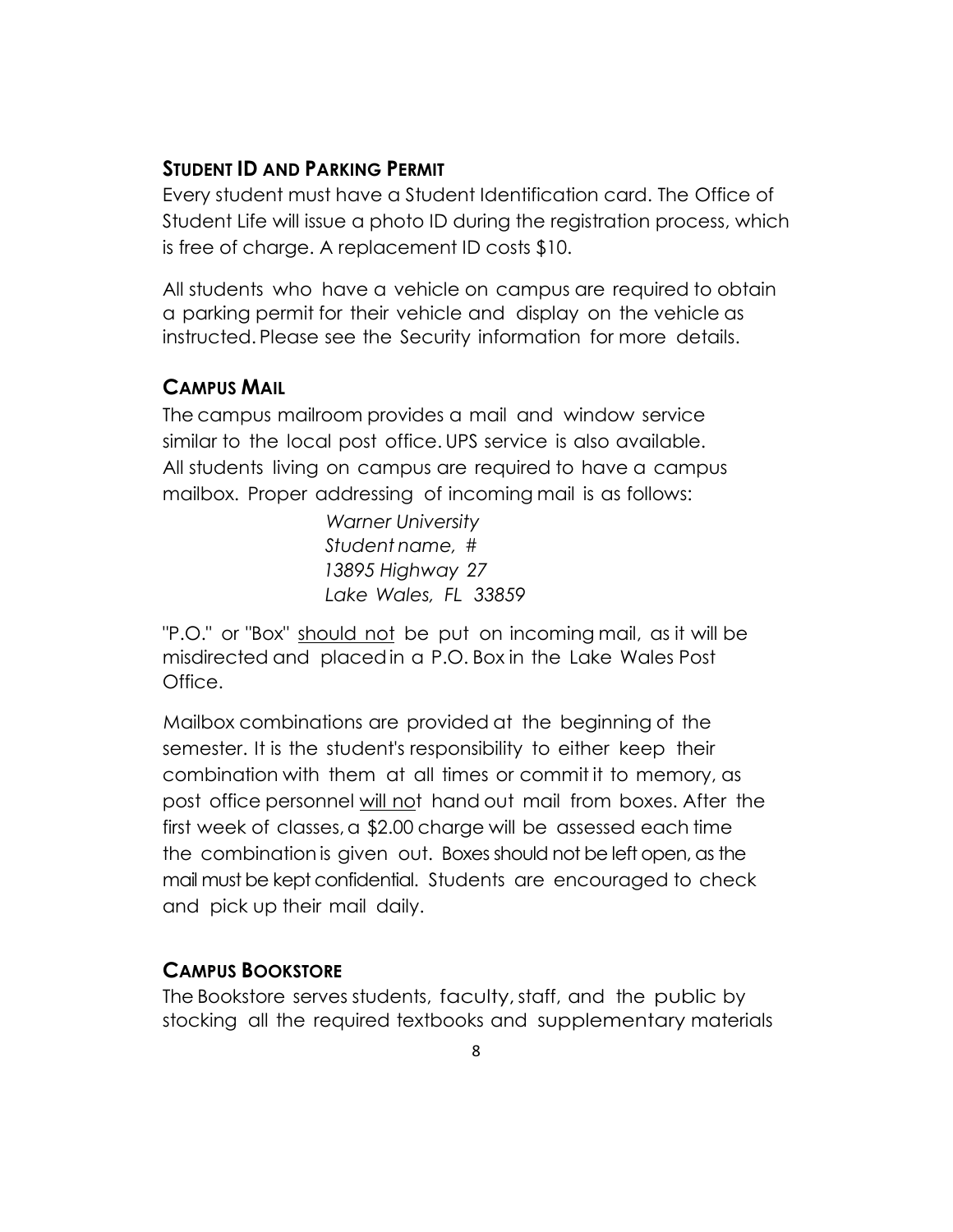## STUDENT ID AND PARKING PERMIT

Every student must have a Student Identification card. The Office of Student Life will issue a photo ID during the registration process, which is free of charge. A replacement ID costs $10.

All students who have a vehicle on campus are required to obtain a parking permit for their vehicle and display on the vehicle as instructed. Please see the Security information for more details.

## CAMPUS MAIL

The campus mailroom provides a mail and window service similar to the local post office. UPS service is also available. All students living on campus are required to have a campus mailbox. Proper addressing of incoming mail is as follows:

> *Warner University*
> *Student name, #*
> *13895 Highway 27*
> *Lake Wales, FL 33859*

"P.O." or "Box" <u>should not</u> be put on incoming mail, as it will be misdirected and placed in a P.O. Box in the Lake Wales Post Office.

Mailbox combinations are provided at the beginning of the semester. It is the student's responsibility to either keep their combination with them at all times or commit it to memory, as post office personnel <u>will not</u> hand out mail from boxes. After the first week of classes, a $2.00 charge will be assessed each time the combination is given out. Boxes should not be left open, as the mail must be kept confidential. Students are encouraged to check and pick up their mail daily.

## CAMPUS BOOKSTORE

The Bookstore serves students, faculty, staff, and the public by stocking all the required textbooks and supplementary materials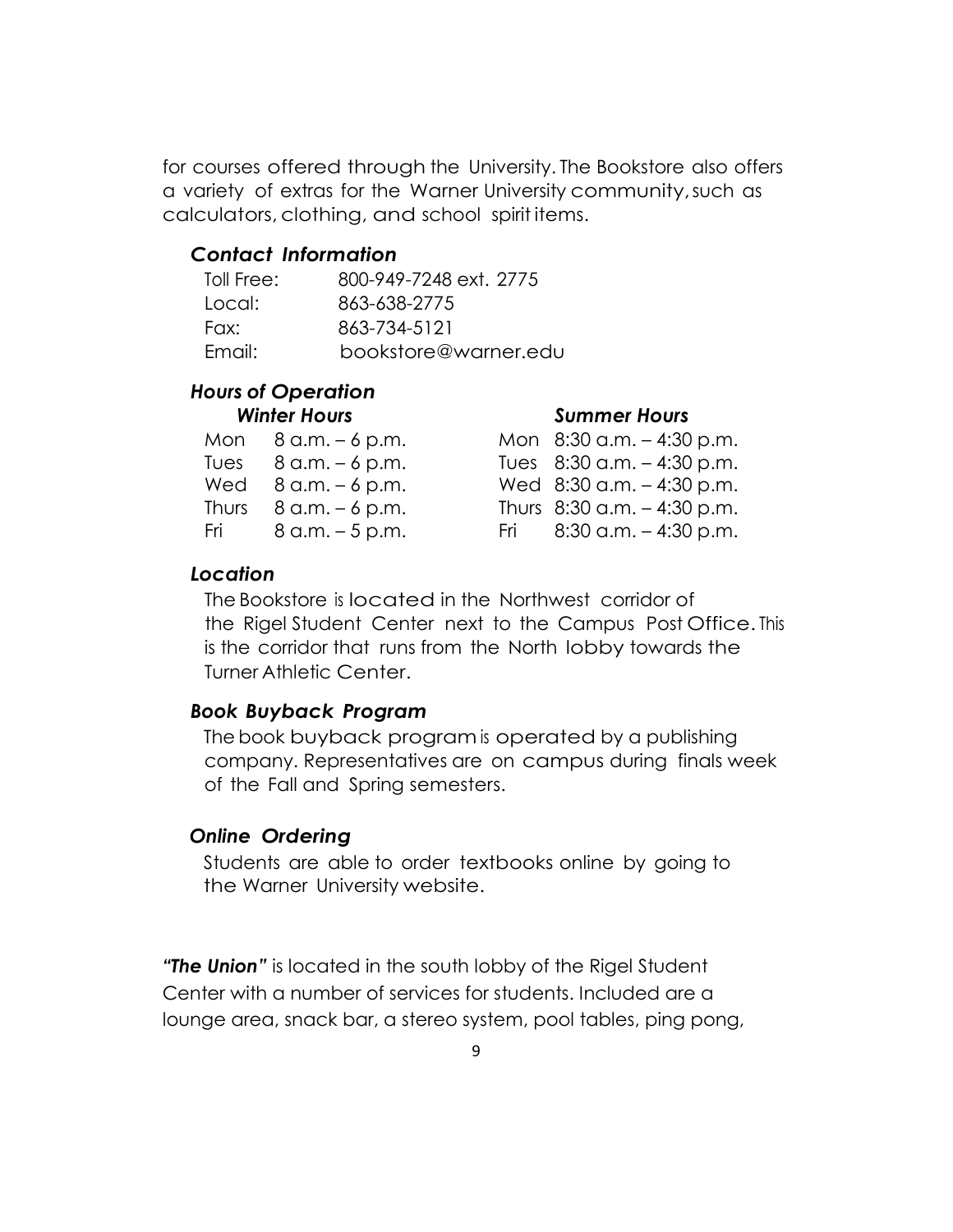for courses offered through the University. The Bookstore also offers a variety of extras for the Warner University community, such as calculators, clothing, and school spirit items.

### *Contact Information*

| | |
|---|---|
| Toll Free: | 800-949-7248 ext. 2775 |
| Local: | 863-638-2775 |
| Fax: | 863-734-5121 |
| Email: | bookstore@warner.edu |

### *Hours of Operation*

| *Winter Hours* | | *Summer Hours* | |
|---|---|---|---|
| Mon | 8 a.m. – 6 p.m. | Mon | 8:30 a.m. – 4:30 p.m. |
| Tues | 8 a.m. – 6 p.m. | Tues | 8:30 a.m. – 4:30 p.m. |
| Wed | 8 a.m. – 6 p.m. | Wed | 8:30 a.m. – 4:30 p.m. |
| Thurs | 8 a.m. – 6 p.m. | Thurs | 8:30 a.m. – 4:30 p.m. |
| Fri | 8 a.m. – 5 p.m. | Fri | 8:30 a.m. – 4:30 p.m. |

### *Location*

The Bookstore is located in the Northwest corridor of the Rigel Student Center next to the Campus Post Office. This is the corridor that runs from the North lobby towards the Turner Athletic Center.

### *Book Buyback Program*

The book buyback program is operated by a publishing company. Representatives are on campus during finals week of the Fall and Spring semesters.

### *Online Ordering*

Students are able to order textbooks online by going to the Warner University website.

***"The Union"*** is located in the south lobby of the Rigel Student Center with a number of services for students. Included are a lounge area, snack bar, a stereo system, pool tables, ping pong,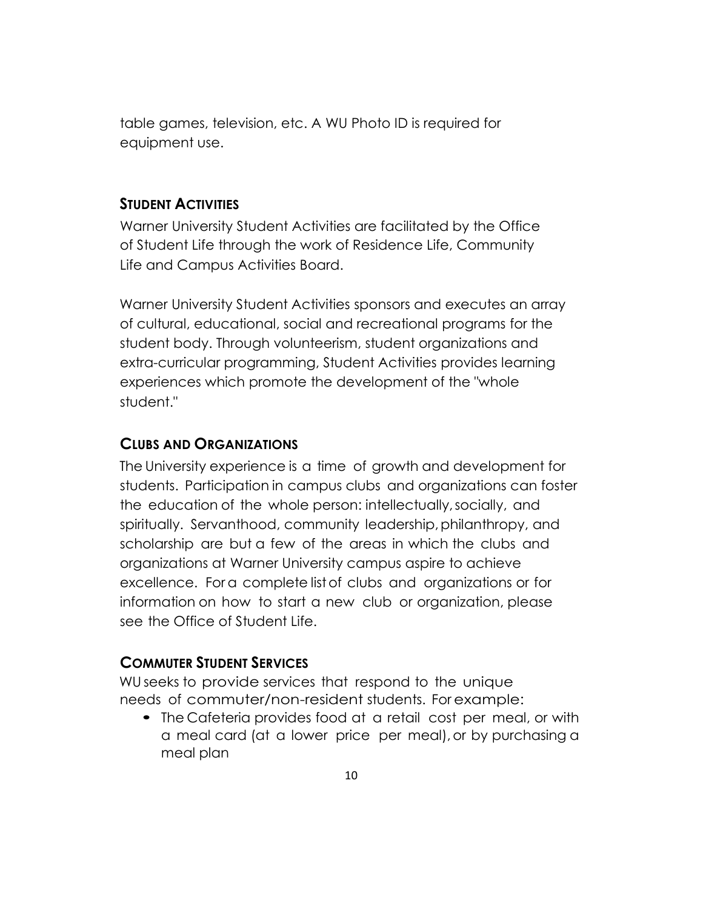table games, television, etc. A WU Photo ID is required for equipment use.

## STUDENT ACTIVITIES

Warner University Student Activities are facilitated by the Office of Student Life through the work of Residence Life, Community Life and Campus Activities Board.

Warner University Student Activities sponsors and executes an array of cultural, educational, social and recreational programs for the student body. Through volunteerism, student organizations and extra-curricular programming, Student Activities provides learning experiences which promote the development of the "whole student."

## CLUBS AND ORGANIZATIONS

The University experience is a time of growth and development for students. Participation in campus clubs and organizations can foster the education of the whole person: intellectually, socially, and spiritually. Servanthood, community leadership, philanthropy, and scholarship are but a few of the areas in which the clubs and organizations at Warner University campus aspire to achieve excellence. For a complete list of clubs and organizations or for information on how to start a new club or organization, please see the Office of Student Life.

## COMMUTER STUDENT SERVICES

WU seeks to provide services that respond to the unique needs of commuter/non-resident students. For example:

- The Cafeteria provides food at a retail cost per meal, or with a meal card (at a lower price per meal), or by purchasing a meal plan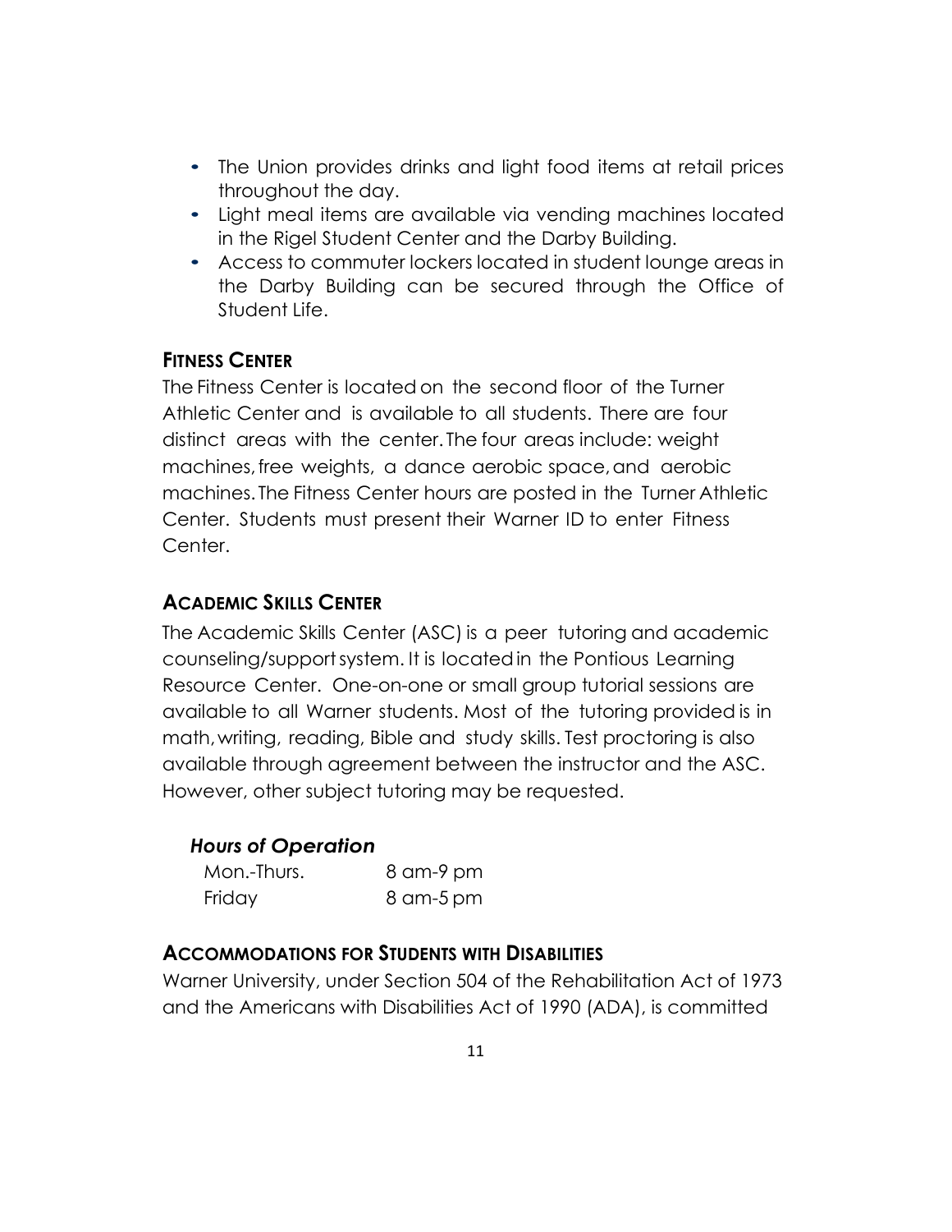- The Union provides drinks and light food items at retail prices throughout the day.
- Light meal items are available via vending machines located in the Rigel Student Center and the Darby Building.
- Access to commuter lockers located in student lounge areas in the Darby Building can be secured through the Office of Student Life.

## FITNESS CENTER

The Fitness Center is located on the second floor of the Turner Athletic Center and is available to all students. There are four distinct areas with the center. The four areas include: weight machines, free weights, a dance aerobic space, and aerobic machines. The Fitness Center hours are posted in the Turner Athletic Center. Students must present their Warner ID to enter Fitness Center.

## ACADEMIC SKILLS CENTER

The Academic Skills Center (ASC) is a peer tutoring and academic counseling/support system. It is located in the Pontious Learning Resource Center. One-on-one or small group tutorial sessions are available to all Warner students. Most of the tutoring provided is in math, writing, reading, Bible and study skills. Test proctoring is also available through agreement between the instructor and the ASC. However, other subject tutoring may be requested.

### *Hours of Operation*

| | |
|---|---|
| Mon.-Thurs. | 8 am-9 pm |
| Friday | 8 am-5 pm |

## ACCOMMODATIONS FOR STUDENTS WITH DISABILITIES

Warner University, under Section 504 of the Rehabilitation Act of 1973 and the Americans with Disabilities Act of 1990 (ADA), is committed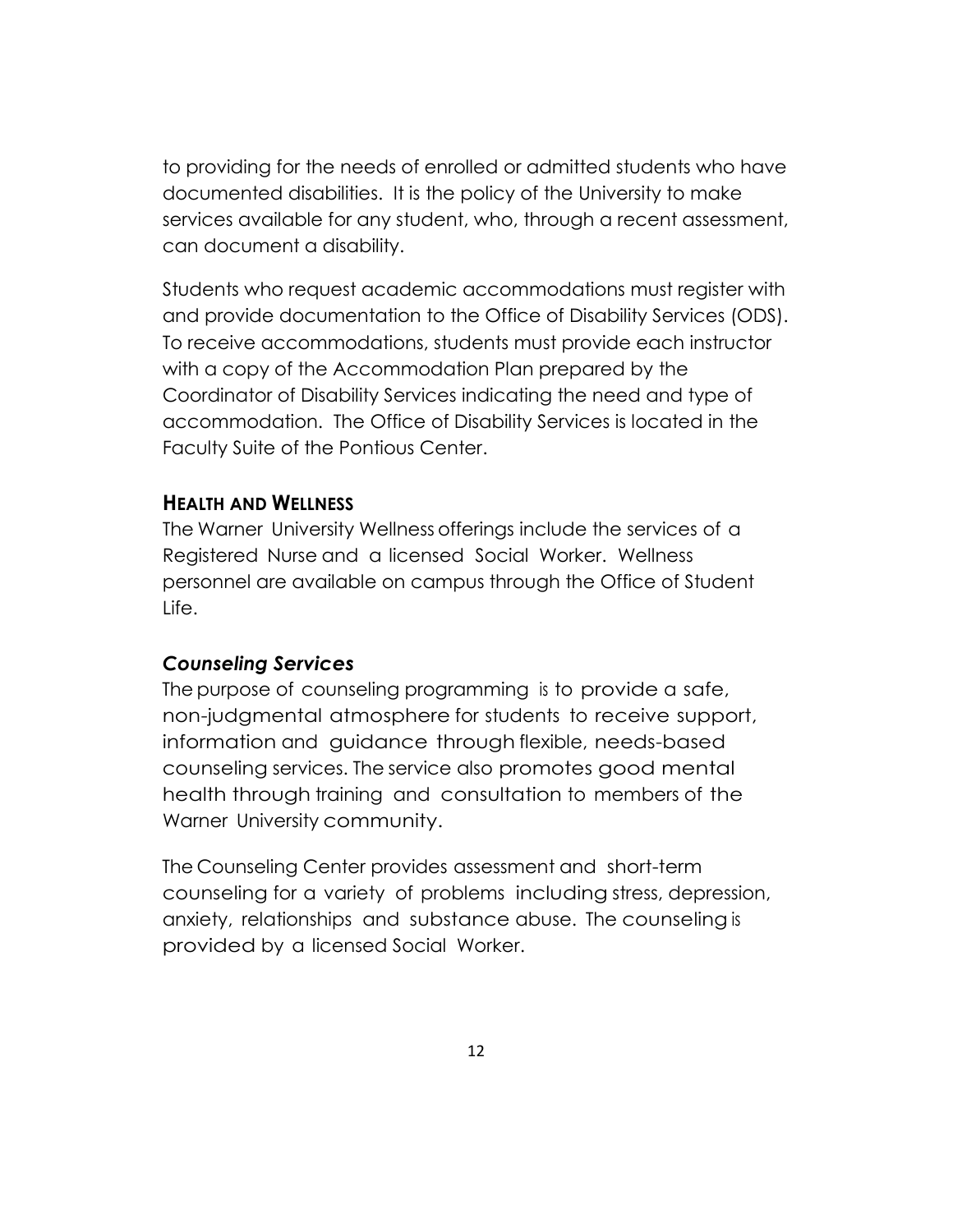to providing for the needs of enrolled or admitted students who have documented disabilities. It is the policy of the University to make services available for any student, who, through a recent assessment, can document a disability.

Students who request academic accommodations must register with and provide documentation to the Office of Disability Services (ODS). To receive accommodations, students must provide each instructor with a copy of the Accommodation Plan prepared by the Coordinator of Disability Services indicating the need and type of accommodation. The Office of Disability Services is located in the Faculty Suite of the Pontious Center.

## HEALTH AND WELLNESS

The Warner University Wellness offerings include the services of a Registered Nurse and a licensed Social Worker. Wellness personnel are available on campus through the Office of Student Life.

### *Counseling Services*

The purpose of counseling programming is to provide a safe, non-judgmental atmosphere for students to receive support, information and guidance through flexible, needs-based counseling services. The service also promotes good mental health through training and consultation to members of the Warner University community.

The Counseling Center provides assessment and short-term counseling for a variety of problems including stress, depression, anxiety, relationships and substance abuse. The counseling is provided by a licensed Social Worker.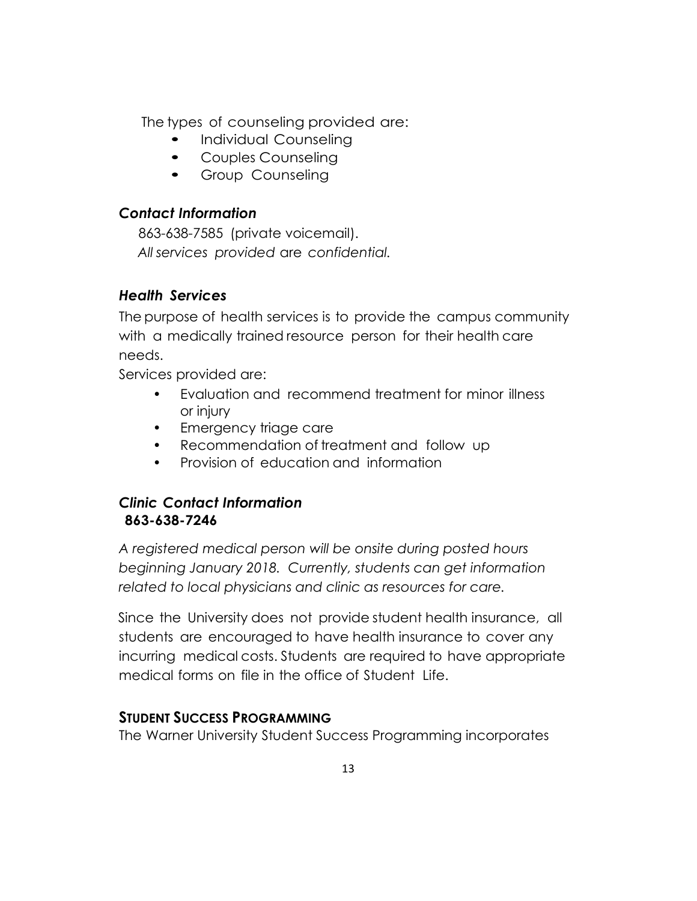The types of counseling provided are:

- Individual Counseling
- Couples Counseling
- Group Counseling

### *Contact Information*

863-638-7585 (private voicemail).
*All services provided* are *confidential.*

### *Health Services*

The purpose of health services is to provide the campus community with a medically trained resource person for their health care needs.

Services provided are:

- Evaluation and recommend treatment for minor illness or injury
- Emergency triage care
- Recommendation of treatment and follow up
- Provision of education and information

### *Clinic Contact Information*

**863-638-7246**

*A registered medical person will be onsite during posted hours beginning January 2018. Currently, students can get information related to local physicians and clinic as resources for care.*

Since the University does not provide student health insurance, all students are encouraged to have health insurance to cover any incurring medical costs. Students are required to have appropriate medical forms on file in the office of Student Life.

## STUDENT SUCCESS PROGRAMMING

The Warner University Student Success Programming incorporates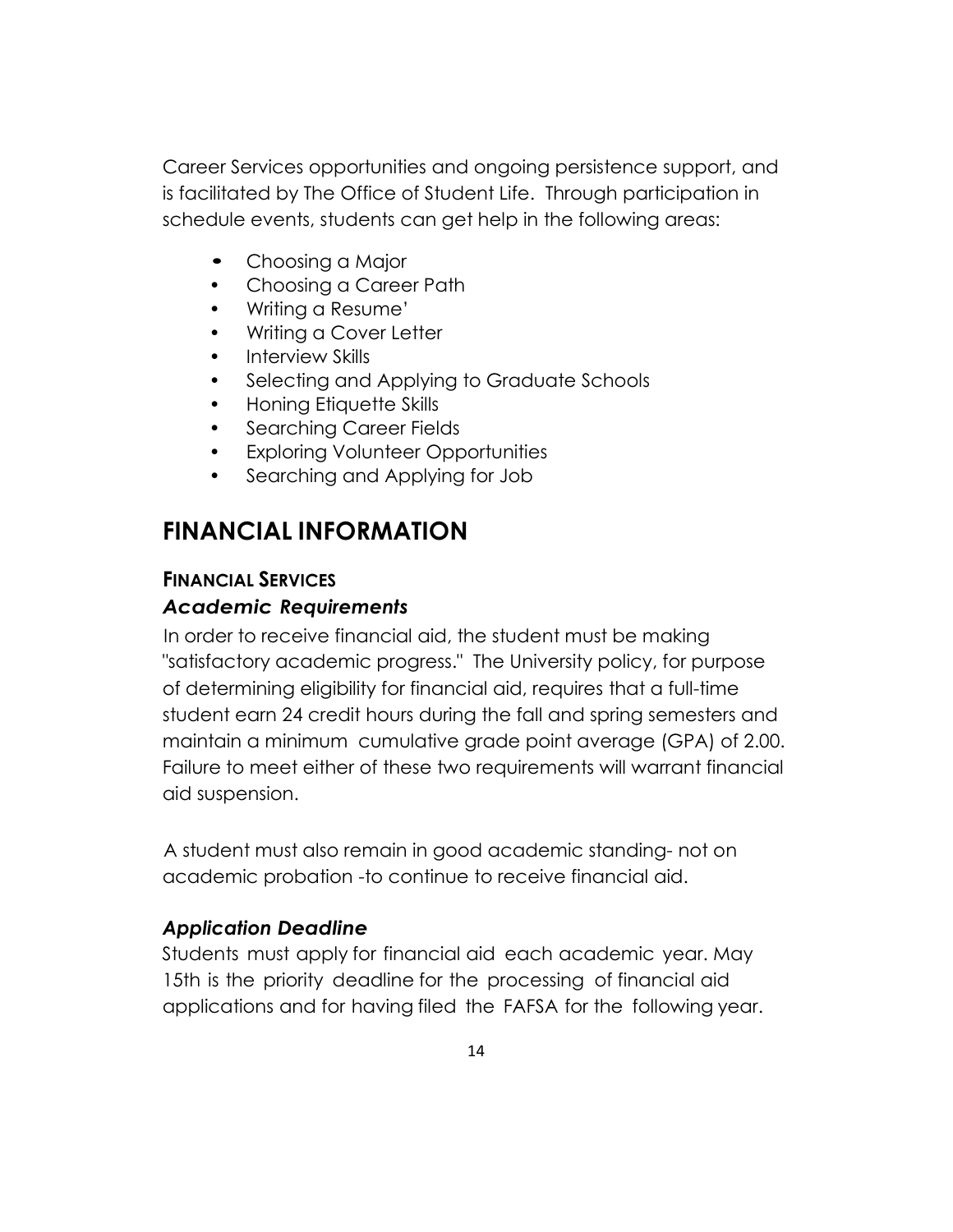Career Services opportunities and ongoing persistence support, and is facilitated by The Office of Student Life. Through participation in schedule events, students can get help in the following areas:

- Choosing a Major
- Choosing a Career Path
- Writing a Resume'
- Writing a Cover Letter
- Interview Skills
- Selecting and Applying to Graduate Schools
- Honing Etiquette Skills
- Searching Career Fields
- Exploring Volunteer Opportunities
- Searching and Applying for Job

# FINANCIAL INFORMATION

## FINANCIAL SERVICES

### *Academic Requirements*

In order to receive financial aid, the student must be making "satisfactory academic progress." The University policy, for purpose of determining eligibility for financial aid, requires that a full-time student earn 24 credit hours during the fall and spring semesters and maintain a minimum cumulative grade point average (GPA) of 2.00. Failure to meet either of these two requirements will warrant financial aid suspension.

A student must also remain in good academic standing- not on academic probation -to continue to receive financial aid.

### *Application Deadline*

Students must apply for financial aid each academic year. May 15th is the priority deadline for the processing of financial aid applications and for having filed the FAFSA for the following year.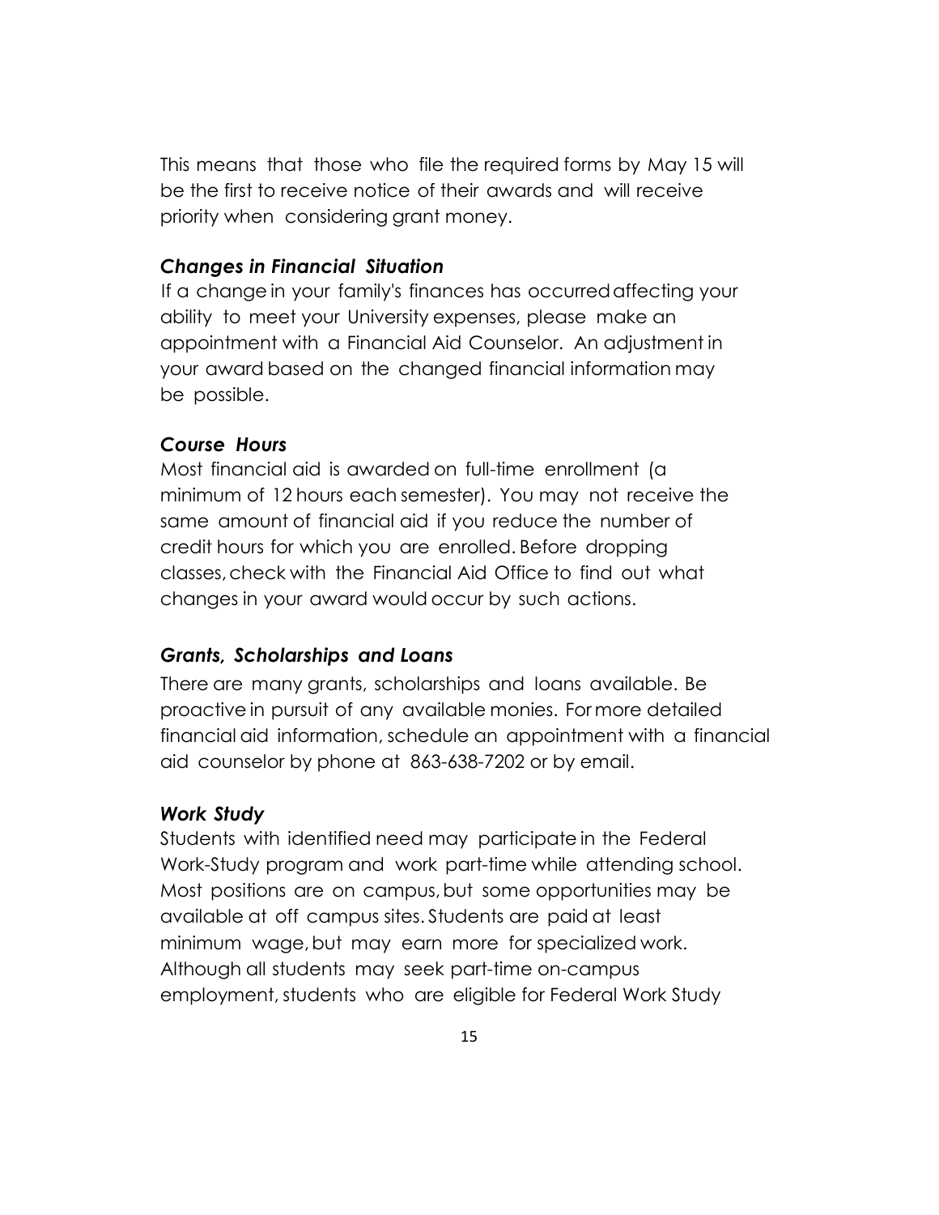This means that those who file the required forms by May 15 will be the first to receive notice of their awards and will receive priority when considering grant money.

### *Changes in Financial Situation*

If a change in your family's finances has occurred affecting your ability to meet your University expenses, please make an appointment with a Financial Aid Counselor. An adjustment in your award based on the changed financial information may be possible.

### *Course Hours*

Most financial aid is awarded on full-time enrollment (a minimum of 12 hours each semester). You may not receive the same amount of financial aid if you reduce the number of credit hours for which you are enrolled. Before dropping classes, check with the Financial Aid Office to find out what changes in your award would occur by such actions.

### *Grants, Scholarships and Loans*

There are many grants, scholarships and loans available. Be proactive in pursuit of any available monies. For more detailed financial aid information, schedule an appointment with a financial aid counselor by phone at 863-638-7202 or by email.

### *Work Study*

Students with identified need may participate in the Federal Work-Study program and work part-time while attending school. Most positions are on campus, but some opportunities may be available at off campus sites. Students are paid at least minimum wage, but may earn more for specialized work. Although all students may seek part-time on-campus employment, students who are eligible for Federal Work Study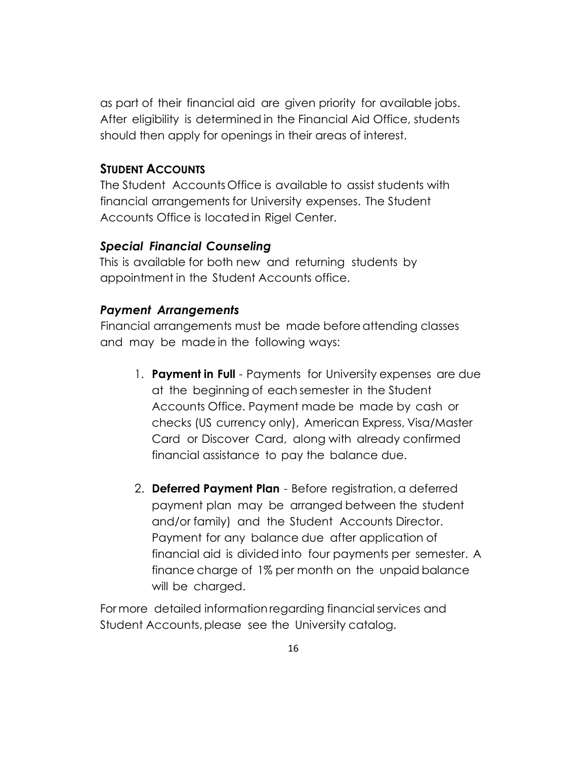as part of their financial aid are given priority for available jobs. After eligibility is determined in the Financial Aid Office, students should then apply for openings in their areas of interest.

## STUDENT ACCOUNTS

The Student Accounts Office is available to assist students with financial arrangements for University expenses. The Student Accounts Office is located in Rigel Center.

### *Special Financial Counseling*

This is available for both new and returning students by appointment in the Student Accounts office.

### *Payment Arrangements*

Financial arrangements must be made before attending classes and may be made in the following ways:

1. **Payment in Full** - Payments for University expenses are due at the beginning of each semester in the Student Accounts Office. Payment made be made by cash or checks (US currency only), American Express, Visa/Master Card or Discover Card, along with already confirmed financial assistance to pay the balance due.

2. **Deferred Payment Plan** - Before registration, a deferred payment plan may be arranged between the student and/or family) and the Student Accounts Director. Payment for any balance due after application of financial aid is divided into four payments per semester. A finance charge of 1% per month on the unpaid balance will be charged.

For more detailed information regarding financial services and Student Accounts, please see the University catalog.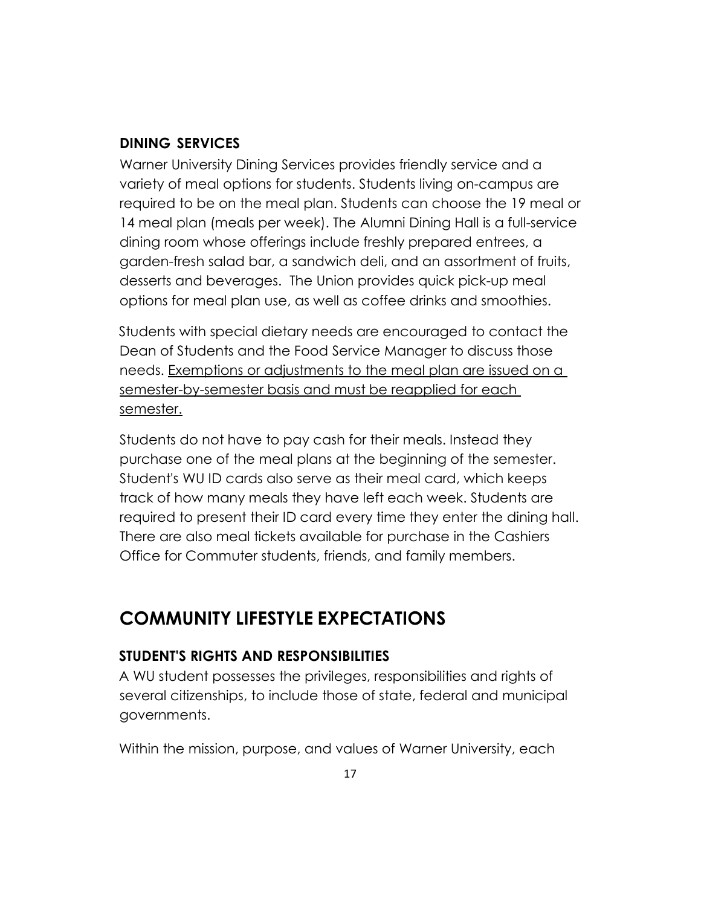### DINING SERVICES

Warner University Dining Services provides friendly service and a variety of meal options for students. Students living on-campus are required to be on the meal plan. Students can choose the 19 meal or 14 meal plan (meals per week). The Alumni Dining Hall is a full-service dining room whose offerings include freshly prepared entrees, a garden-fresh salad bar, a sandwich deli, and an assortment of fruits, desserts and beverages. The Union provides quick pick-up meal options for meal plan use, as well as coffee drinks and smoothies.

Students with special dietary needs are encouraged to contact the Dean of Students and the Food Service Manager to discuss those needs. <u>Exemptions or adjustments to the meal plan are issued on a semester-by-semester basis and must be reapplied for each semester.</u>

Students do not have to pay cash for their meals. Instead they purchase one of the meal plans at the beginning of the semester. Student's WU ID cards also serve as their meal card, which keeps track of how many meals they have left each week. Students are required to present their ID card every time they enter the dining hall. There are also meal tickets available for purchase in the Cashiers Office for Commuter students, friends, and family members.

## COMMUNITY LIFESTYLE EXPECTATIONS

### STUDENT'S RIGHTS AND RESPONSIBILITIES

A WU student possesses the privileges, responsibilities and rights of several citizenships, to include those of state, federal and municipal governments.

Within the mission, purpose, and values of Warner University, each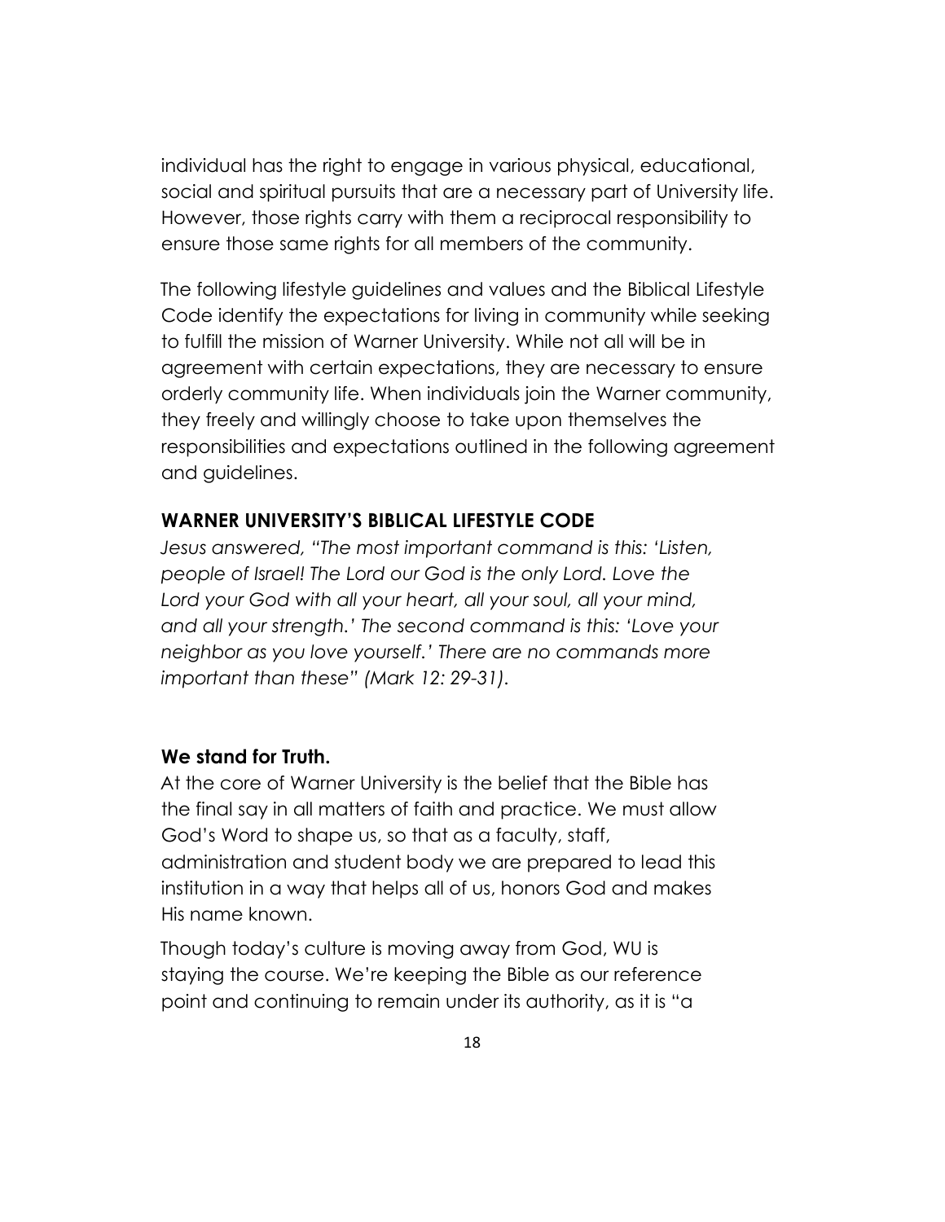individual has the right to engage in various physical, educational, social and spiritual pursuits that are a necessary part of University life. However, those rights carry with them a reciprocal responsibility to ensure those same rights for all members of the community.

The following lifestyle guidelines and values and the Biblical Lifestyle Code identify the expectations for living in community while seeking to fulfill the mission of Warner University. While not all will be in agreement with certain expectations, they are necessary to ensure orderly community life. When individuals join the Warner community, they freely and willingly choose to take upon themselves the responsibilities and expectations outlined in the following agreement and guidelines.

### WARNER UNIVERSITY'S BIBLICAL LIFESTYLE CODE

*Jesus answered, "The most important command is this: 'Listen, people of Israel! The Lord our God is the only Lord. Love the Lord your God with all your heart, all your soul, all your mind, and all your strength.' The second command is this: 'Love your neighbor as you love yourself.' There are no commands more important than these" (Mark 12: 29-31).*

#### We stand for Truth.

At the core of Warner University is the belief that the Bible has the final say in all matters of faith and practice. We must allow God's Word to shape us, so that as a faculty, staff, administration and student body we are prepared to lead this institution in a way that helps all of us, honors God and makes His name known.

Though today's culture is moving away from God, WU is staying the course. We're keeping the Bible as our reference point and continuing to remain under its authority, as it is "a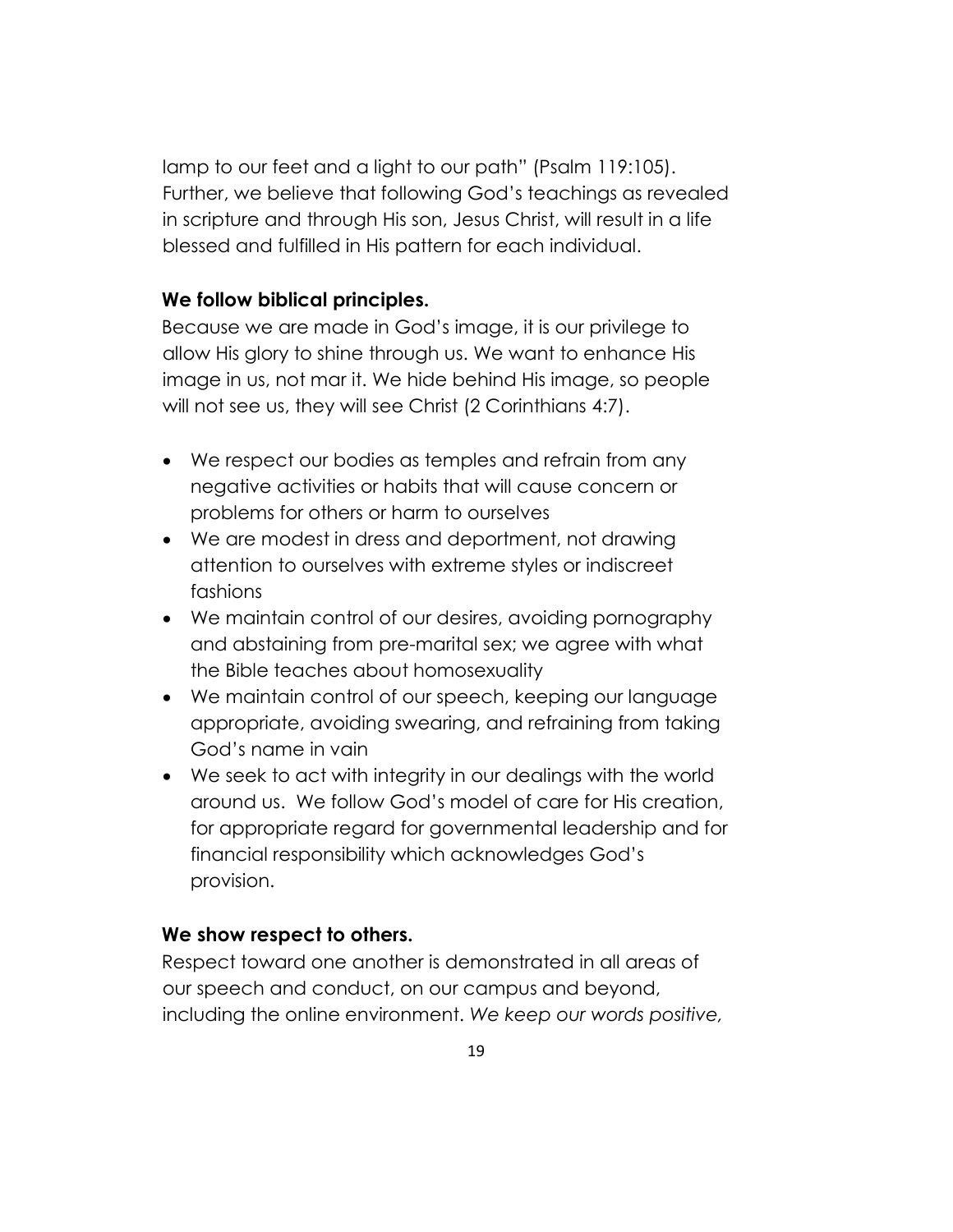lamp to our feet and a light to our path" (Psalm 119:105). Further, we believe that following God's teachings as revealed in scripture and through His son, Jesus Christ, will result in a life blessed and fulfilled in His pattern for each individual.

**We follow biblical principles.**
Because we are made in God's image, it is our privilege to allow His glory to shine through us. We want to enhance His image in us, not mar it. We hide behind His image, so people will not see us, they will see Christ (2 Corinthians 4:7).

- We respect our bodies as temples and refrain from any negative activities or habits that will cause concern or problems for others or harm to ourselves
- We are modest in dress and deportment, not drawing attention to ourselves with extreme styles or indiscreet fashions
- We maintain control of our desires, avoiding pornography and abstaining from pre-marital sex; we agree with what the Bible teaches about homosexuality
- We maintain control of our speech, keeping our language appropriate, avoiding swearing, and refraining from taking God's name in vain
- We seek to act with integrity in our dealings with the world around us. We follow God's model of care for His creation, for appropriate regard for governmental leadership and for financial responsibility which acknowledges God's provision.

**We show respect to others.**
Respect toward one another is demonstrated in all areas of our speech and conduct, on our campus and beyond, including the online environment. *We keep our words positive,*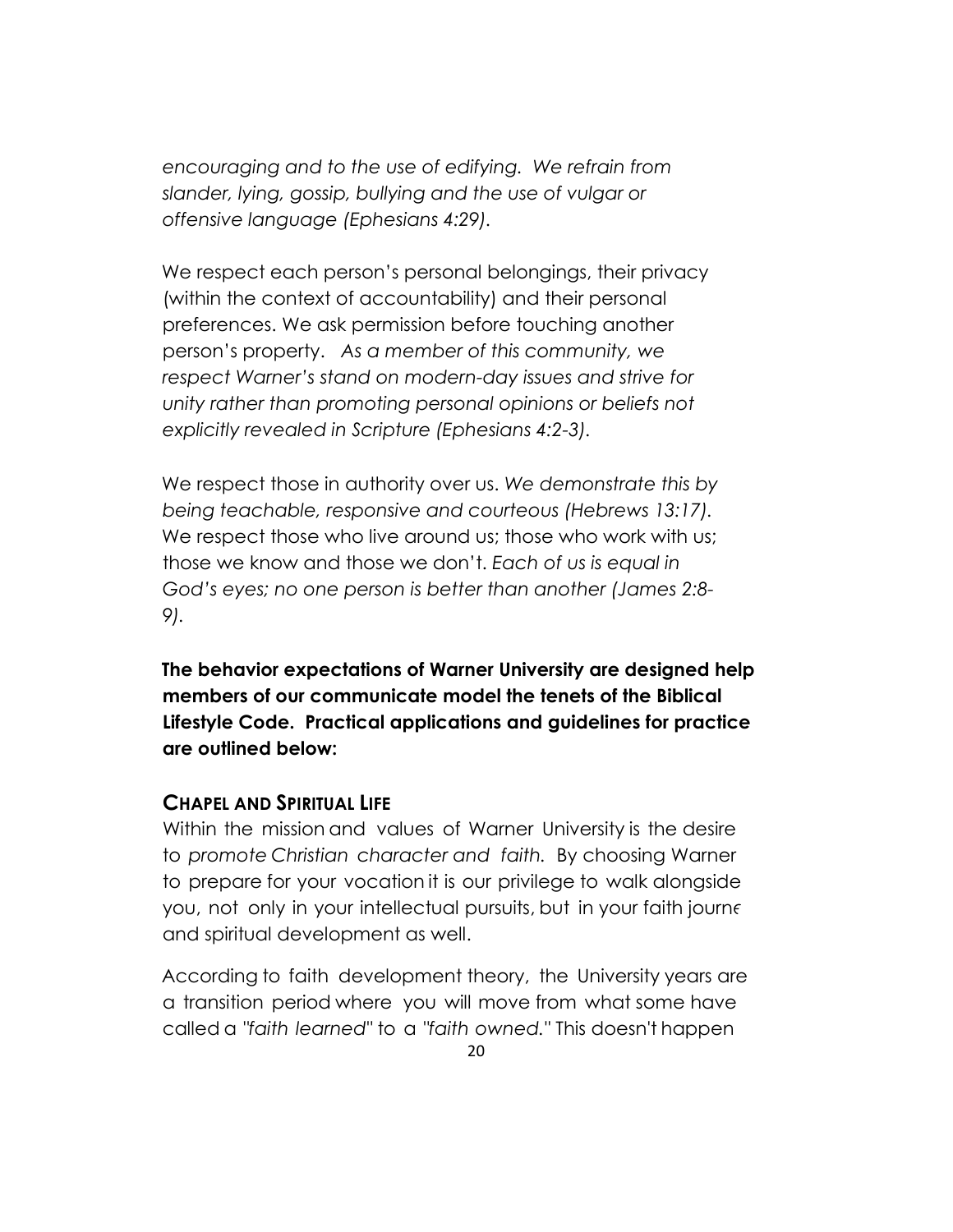*encouraging and to the use of edifying. We refrain from slander, lying, gossip, bullying and the use of vulgar or offensive language (Ephesians 4:29).*

We respect each person's personal belongings, their privacy (within the context of accountability) and their personal preferences. We ask permission before touching another person's property. *As a member of this community, we respect Warner's stand on modern-day issues and strive for unity rather than promoting personal opinions or beliefs not explicitly revealed in Scripture (Ephesians 4:2-3).*

We respect those in authority over us. *We demonstrate this by being teachable, responsive and courteous (Hebrews 13:17).* We respect those who live around us; those who work with us; those we know and those we don't. *Each of us is equal in God's eyes; no one person is better than another (James 2:8-9).*

**The behavior expectations of Warner University are designed help members of our communicate model the tenets of the Biblical Lifestyle Code. Practical applications and guidelines for practice are outlined below:**

### CHAPEL AND SPIRITUAL LIFE

Within the mission and values of Warner University is the desire to *promote Christian character and faith.* By choosing Warner to prepare for your vocation it is our privilege to walk alongside you, not only in your intellectual pursuits, but in your faith journe and spiritual development as well.

According to faith development theory, the University years are a transition period where you will move from what some have called a *"faith learned"* to a *"faith owned."* This doesn't happen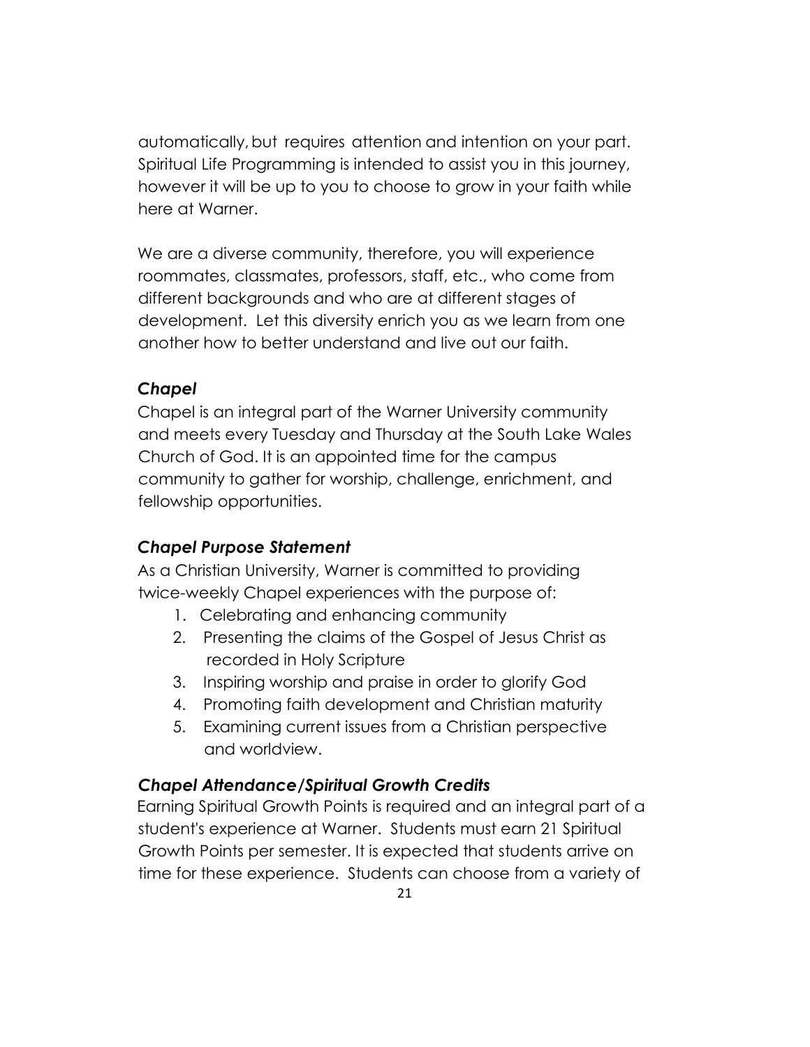automatically, but requires attention and intention on your part. Spiritual Life Programming is intended to assist you in this journey, however it will be up to you to choose to grow in your faith while here at Warner.

We are a diverse community, therefore, you will experience roommates, classmates, professors, staff, etc., who come from different backgrounds and who are at different stages of development. Let this diversity enrich you as we learn from one another how to better understand and live out our faith.

### *Chapel*

Chapel is an integral part of the Warner University community and meets every Tuesday and Thursday at the South Lake Wales Church of God. It is an appointed time for the campus community to gather for worship, challenge, enrichment, and fellowship opportunities.

### *Chapel Purpose Statement*

As a Christian University, Warner is committed to providing twice-weekly Chapel experiences with the purpose of:

1. Celebrating and enhancing community
2. Presenting the claims of the Gospel of Jesus Christ as recorded in Holy Scripture
3. Inspiring worship and praise in order to glorify God
4. Promoting faith development and Christian maturity
5. Examining current issues from a Christian perspective and worldview.

### *Chapel Attendance/Spiritual Growth Credits*

Earning Spiritual Growth Points is required and an integral part of a student's experience at Warner. Students must earn 21 Spiritual Growth Points per semester. It is expected that students arrive on time for these experience. Students can choose from a variety of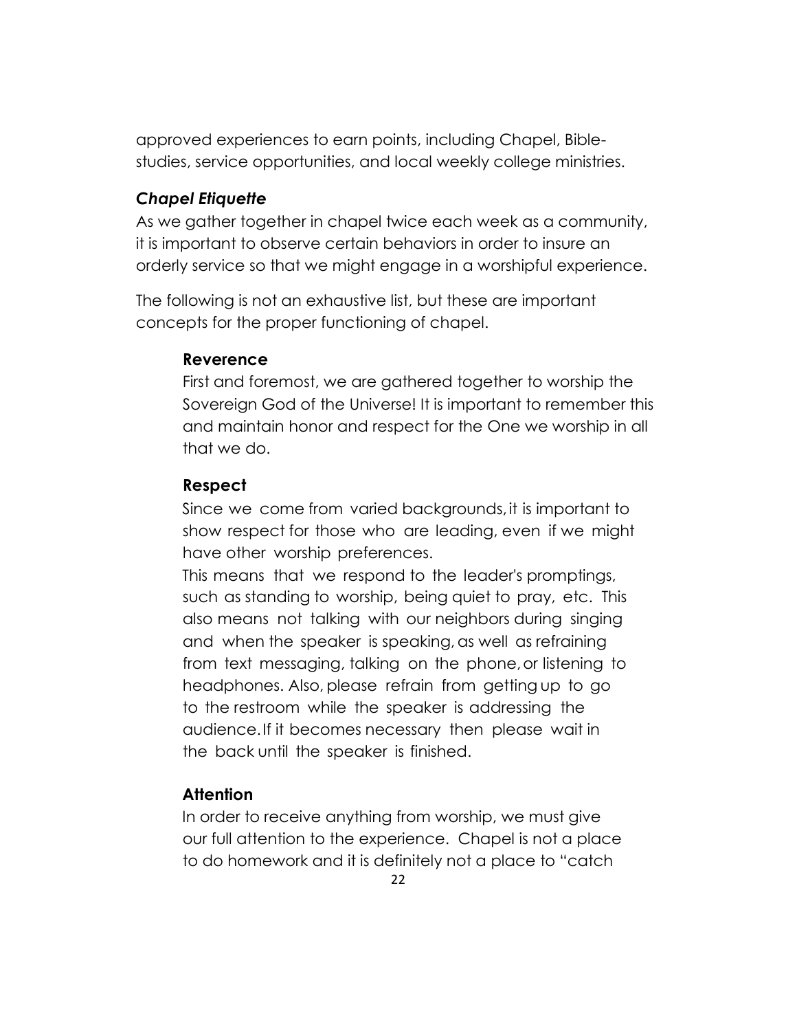approved experiences to earn points, including Chapel, Bible-studies, service opportunities, and local weekly college ministries.

### *Chapel Etiquette*

As we gather together in chapel twice each week as a community, it is important to observe certain behaviors in order to insure an orderly service so that we might engage in a worshipful experience.

The following is not an exhaustive list, but these are important concepts for the proper functioning of chapel.

#### Reverence

First and foremost, we are gathered together to worship the Sovereign God of the Universe! It is important to remember this and maintain honor and respect for the One we worship in all that we do.

#### Respect

Since we come from varied backgrounds, it is important to show respect for those who are leading, even if we might have other worship preferences.

This means that we respond to the leader's promptings, such as standing to worship, being quiet to pray, etc. This also means not talking with our neighbors during singing and when the speaker is speaking, as well as refraining from text messaging, talking on the phone, or listening to headphones. Also, please refrain from getting up to go to the restroom while the speaker is addressing the audience. If it becomes necessary then please wait in the back until the speaker is finished.

#### Attention

In order to receive anything from worship, we must give our full attention to the experience. Chapel is not a place to do homework and it is definitely not a place to "catch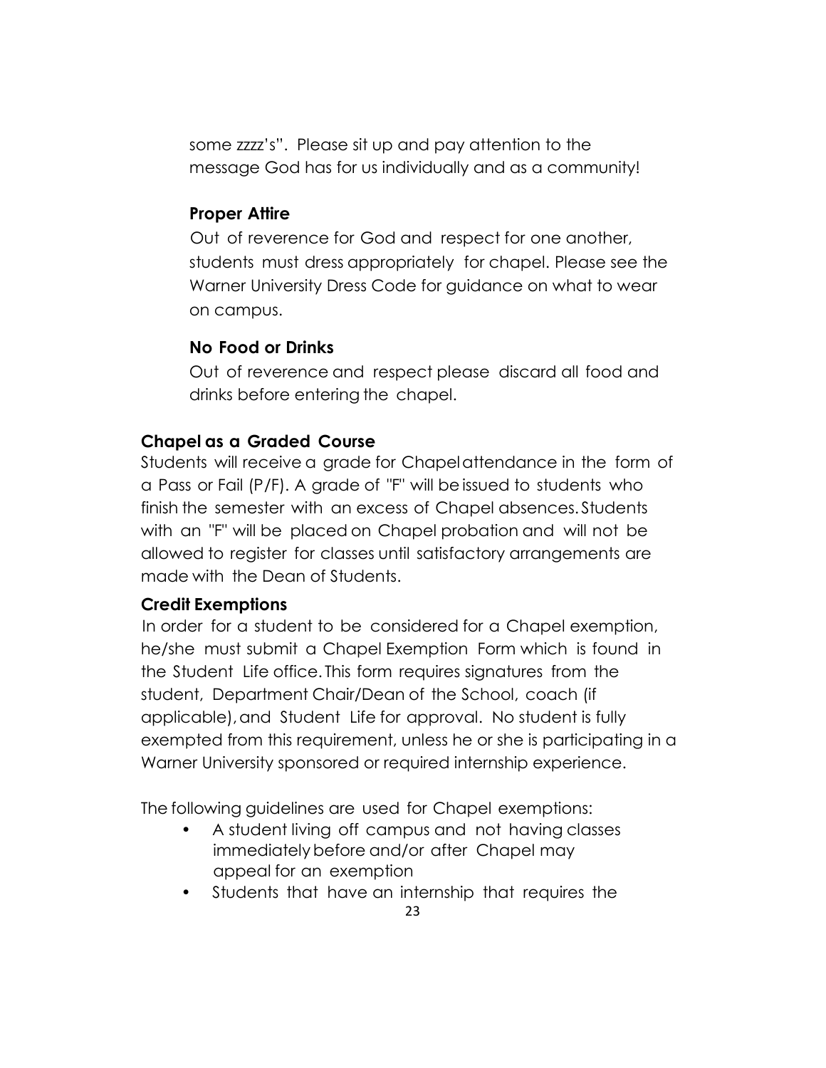some zzzz's". Please sit up and pay attention to the message God has for us individually and as a community!

#### Proper Attire

Out of reverence for God and respect for one another, students must dress appropriately for chapel. Please see the Warner University Dress Code for guidance on what to wear on campus.

#### No Food or Drinks

Out of reverence and respect please discard all food and drinks before entering the chapel.

### Chapel as a Graded Course

Students will receive a grade for Chapel attendance in the form of a Pass or Fail (P/F). A grade of "F" will be issued to students who finish the semester with an excess of Chapel absences. Students with an "F" will be placed on Chapel probation and will not be allowed to register for classes until satisfactory arrangements are made with the Dean of Students.

### Credit Exemptions

In order for a student to be considered for a Chapel exemption, he/she must submit a Chapel Exemption Form which is found in the Student Life office. This form requires signatures from the student, Department Chair/Dean of the School, coach (if applicable), and Student Life for approval. No student is fully exempted from this requirement, unless he or she is participating in a Warner University sponsored or required internship experience.

The following guidelines are used for Chapel exemptions:

- A student living off campus and not having classes immediately before and/or after Chapel may appeal for an exemption
- Students that have an internship that requires the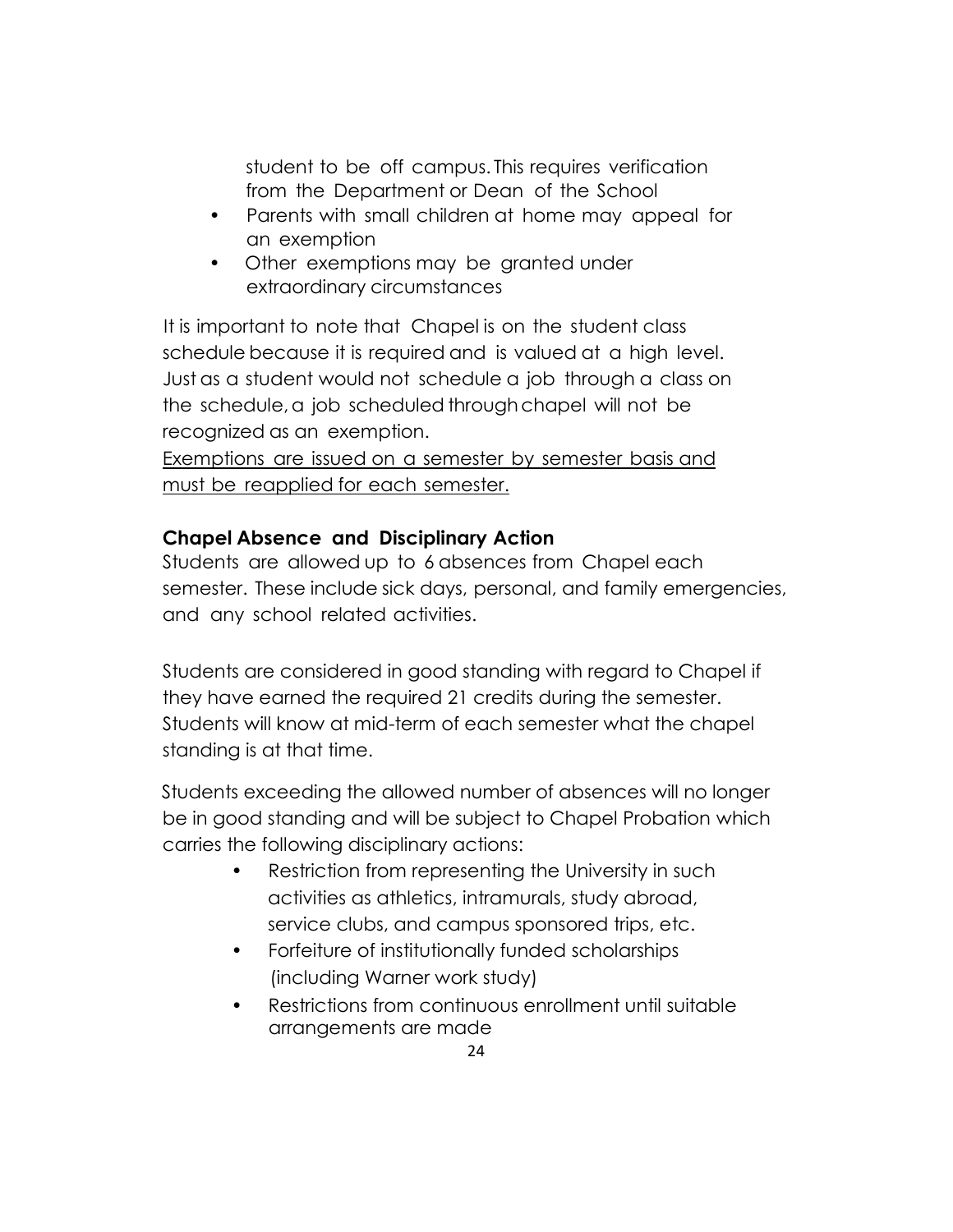student to be off campus. This requires verification from the Department or Dean of the School

- Parents with small children at home may appeal for an exemption
- Other exemptions may be granted under extraordinary circumstances

It is important to note that Chapel is on the student class schedule because it is required and is valued at a high level. Just as a student would not schedule a job through a class on the schedule, a job scheduled through chapel will not be recognized as an exemption.

<u>Exemptions are issued on a semester by semester basis and must be reapplied for each semester.</u>

**Chapel Absence and Disciplinary Action**

Students are allowed up to 6 absences from Chapel each semester. These include sick days, personal, and family emergencies, and any school related activities.

Students are considered in good standing with regard to Chapel if they have earned the required 21 credits during the semester. Students will know at mid-term of each semester what the chapel standing is at that time.

Students exceeding the allowed number of absences will no longer be in good standing and will be subject to Chapel Probation which carries the following disciplinary actions:

- Restriction from representing the University in such activities as athletics, intramurals, study abroad, service clubs, and campus sponsored trips, etc.
- Forfeiture of institutionally funded scholarships (including Warner work study)
- Restrictions from continuous enrollment until suitable arrangements are made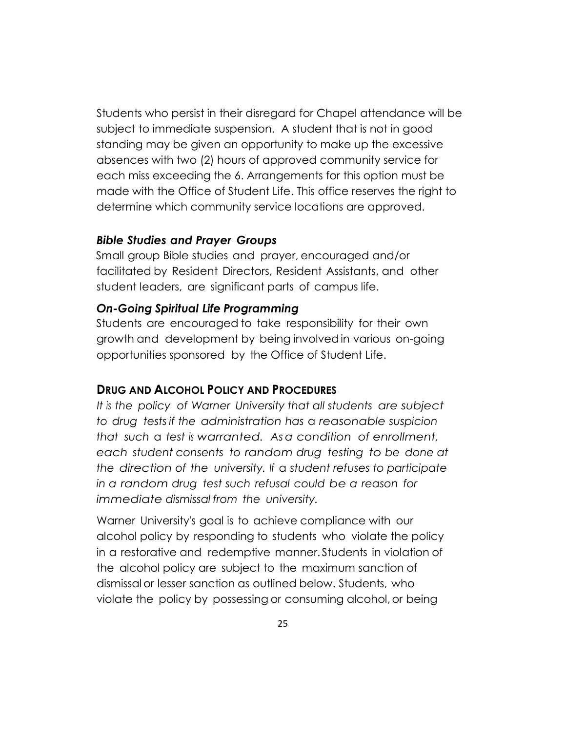Students who persist in their disregard for Chapel attendance will be subject to immediate suspension. A student that is not in good standing may be given an opportunity to make up the excessive absences with two (2) hours of approved community service for each miss exceeding the 6. Arrangements for this option must be made with the Office of Student Life. This office reserves the right to determine which community service locations are approved.

### *Bible Studies and Prayer Groups*

Small group Bible studies and prayer, encouraged and/or facilitated by Resident Directors, Resident Assistants, and other student leaders, are significant parts of campus life.

### *On-Going Spiritual Life Programming*

Students are encouraged to take responsibility for their own growth and development by being involved in various on-going opportunities sponsored by the Office of Student Life.

## DRUG AND ALCOHOL POLICY AND PROCEDURES

*It is the policy of Warner University that all students are subject to drug tests if the administration has a reasonable suspicion that such a test is warranted. As a condition of enrollment, each student consents to random drug testing to be done at the direction of the university. If a student refuses to participate in a random drug test such refusal could be a reason for immediate dismissal from the university.*

Warner University's goal is to achieve compliance with our alcohol policy by responding to students who violate the policy in a restorative and redemptive manner. Students in violation of the alcohol policy are subject to the maximum sanction of dismissal or lesser sanction as outlined below. Students, who violate the policy by possessing or consuming alcohol, or being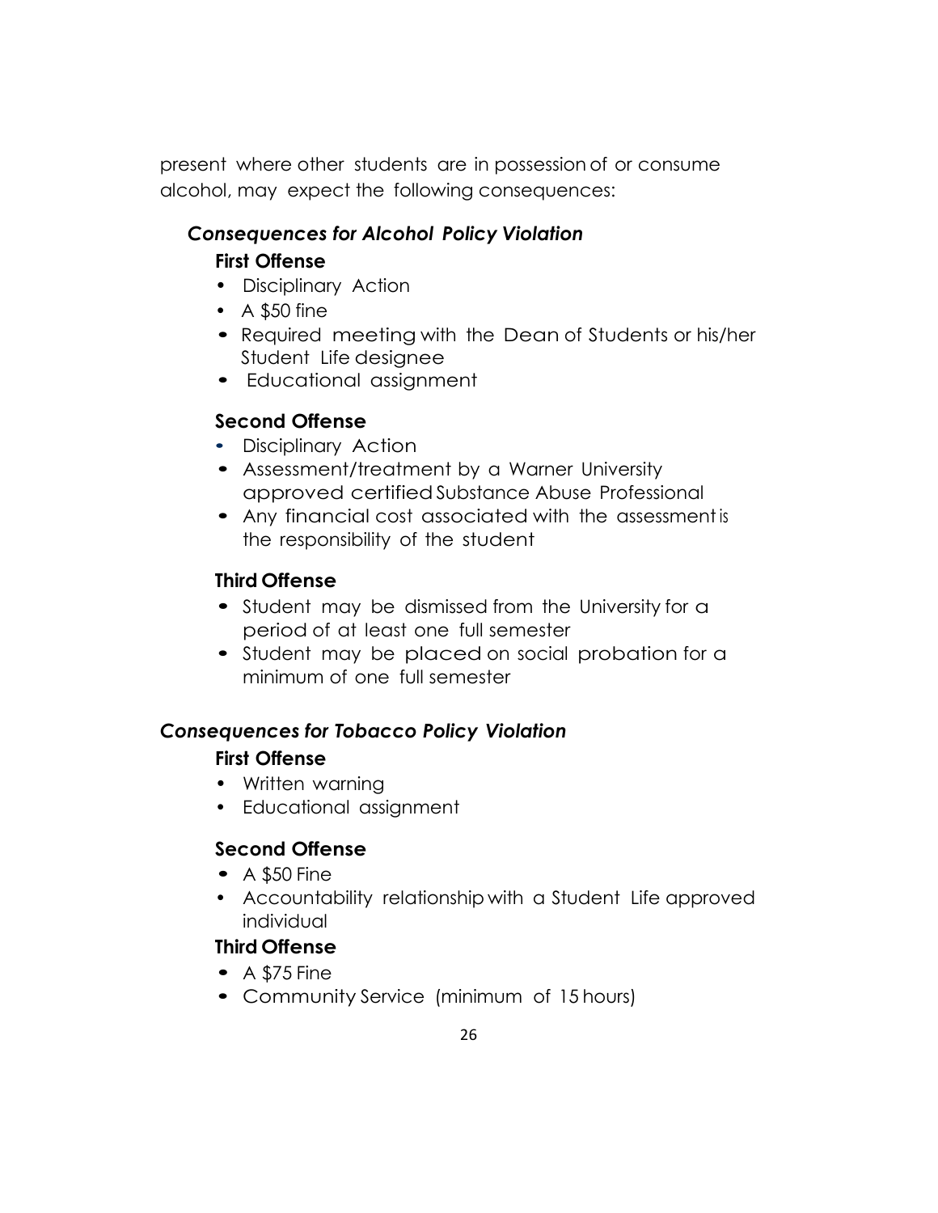present where other students are in possession of or consume alcohol, may expect the following consequences:

### *Consequences for Alcohol Policy Violation*

#### First Offense

- Disciplinary Action
- A $50 fine
- Required meeting with the Dean of Students or his/her Student Life designee
- Educational assignment

#### Second Offense

- Disciplinary Action
- Assessment/treatment by a Warner University approved certified Substance Abuse Professional
- Any financial cost associated with the assessment is the responsibility of the student

#### Third Offense

- Student may be dismissed from the University for a period of at least one full semester
- Student may be placed on social probation for a minimum of one full semester

### *Consequences for Tobacco Policy Violation*

#### First Offense

- Written warning
- Educational assignment

#### Second Offense

- A $50 Fine
- Accountability relationship with a Student Life approved individual

#### Third Offense

- A $75 Fine
- Community Service (minimum of 15 hours)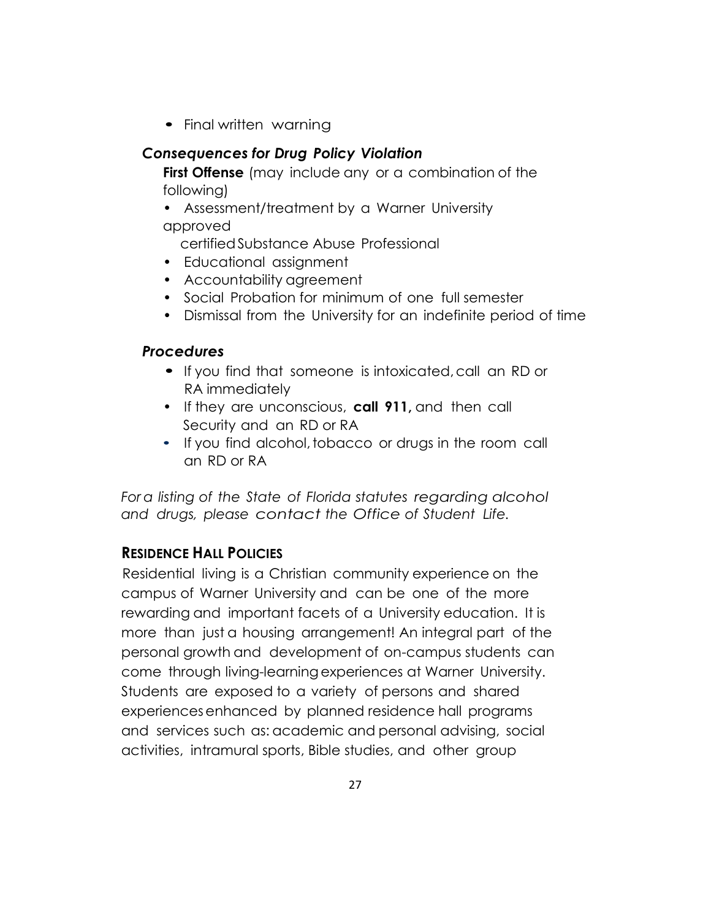- Final written warning

### *Consequences for Drug Policy Violation*

**First Offense** (may include any or a combination of the following)

- Assessment/treatment by a Warner University approved certified Substance Abuse Professional
- Educational assignment
- Accountability agreement
- Social Probation for minimum of one full semester
- Dismissal from the University for an indefinite period of time

### *Procedures*

- If you find that someone is intoxicated, call an RD or RA immediately
- If they are unconscious, **call 911,** and then call Security and an RD or RA
- If you find alcohol, tobacco or drugs in the room call an RD or RA

*For a listing of the State of Florida statutes regarding alcohol and drugs, please contact the Office of Student Life.*

## **RESIDENCE HALL POLICIES**

Residential living is a Christian community experience on the campus of Warner University and can be one of the more rewarding and important facets of a University education. It is more than just a housing arrangement! An integral part of the personal growth and development of on-campus students can come through living-learning experiences at Warner University. Students are exposed to a variety of persons and shared experiences enhanced by planned residence hall programs and services such as: academic and personal advising, social activities, intramural sports, Bible studies, and other group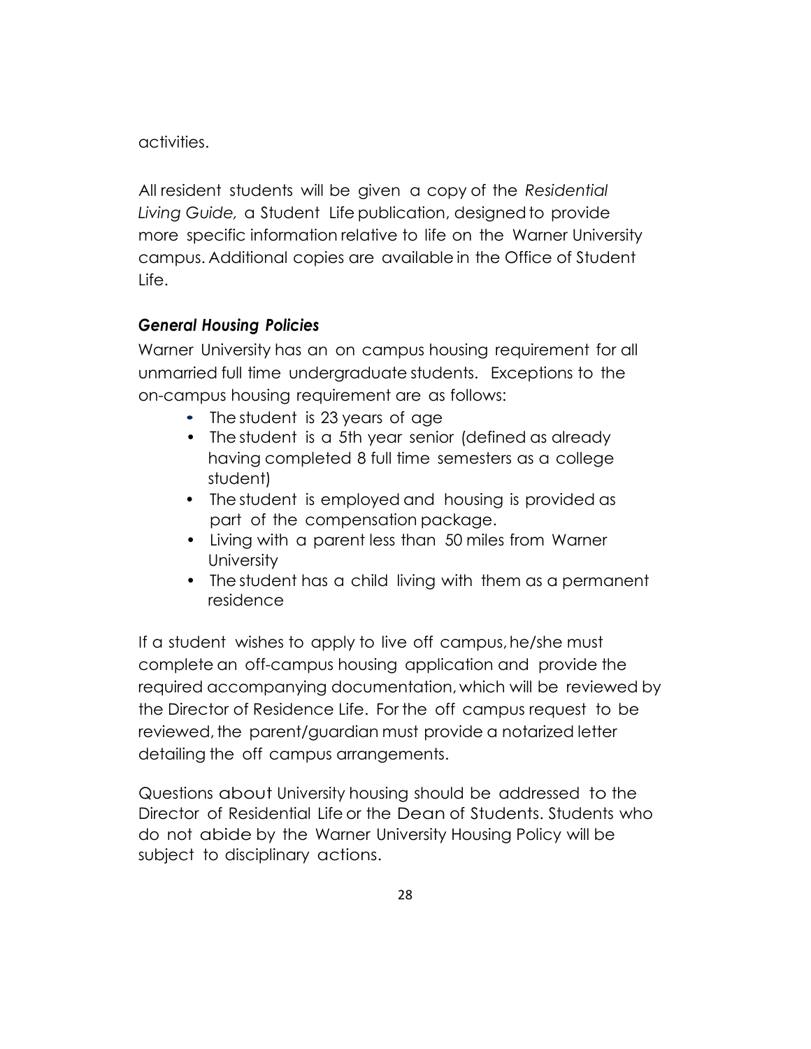activities.

All resident students will be given a copy of the *Residential Living Guide,* a Student Life publication, designed to provide more specific information relative to life on the Warner University campus. Additional copies are available in the Office of Student Life.

### *General Housing Policies*

Warner University has an on campus housing requirement for all unmarried full time undergraduate students. Exceptions to the on-campus housing requirement are as follows:

- The student is 23 years of age
- The student is a 5th year senior (defined as already having completed 8 full time semesters as a college student)
- The student is employed and housing is provided as part of the compensation package.
- Living with a parent less than 50 miles from Warner University
- The student has a child living with them as a permanent residence

If a student wishes to apply to live off campus, he/she must complete an off-campus housing application and provide the required accompanying documentation, which will be reviewed by the Director of Residence Life. For the off campus request to be reviewed, the parent/guardian must provide a notarized letter detailing the off campus arrangements.

Questions about University housing should be addressed to the Director of Residential Life or the Dean of Students. Students who do not abide by the Warner University Housing Policy will be subject to disciplinary actions.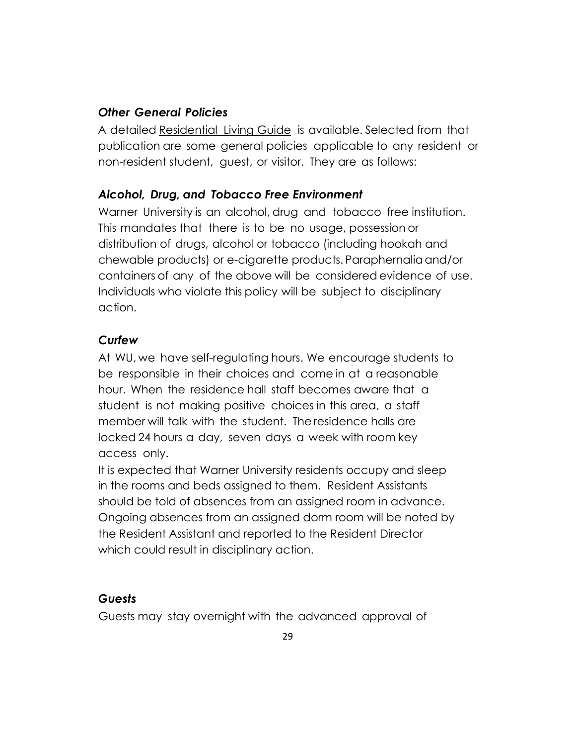### *Other General Policies*

A detailed Residential Living Guide is available. Selected from that publication are some general policies applicable to any resident or non-resident student, guest, or visitor. They are as follows:

### *Alcohol, Drug, and Tobacco Free Environment*

Warner University is an alcohol, drug and tobacco free institution. This mandates that there is to be no usage, possession or distribution of drugs, alcohol or tobacco (including hookah and chewable products) or e-cigarette products. Paraphernalia and/or containers of any of the above will be considered evidence of use. Individuals who violate this policy will be subject to disciplinary action.

### *Curfew*

At WU, we have self-regulating hours. We encourage students to be responsible in their choices and come in at a reasonable hour. When the residence hall staff becomes aware that a student is not making positive choices in this area, a staff member will talk with the student. The residence halls are locked 24 hours a day, seven days a week with room key access only.

It is expected that Warner University residents occupy and sleep in the rooms and beds assigned to them. Resident Assistants should be told of absences from an assigned room in advance. Ongoing absences from an assigned dorm room will be noted by the Resident Assistant and reported to the Resident Director which could result in disciplinary action.

### *Guests*

Guests may stay overnight with the advanced approval of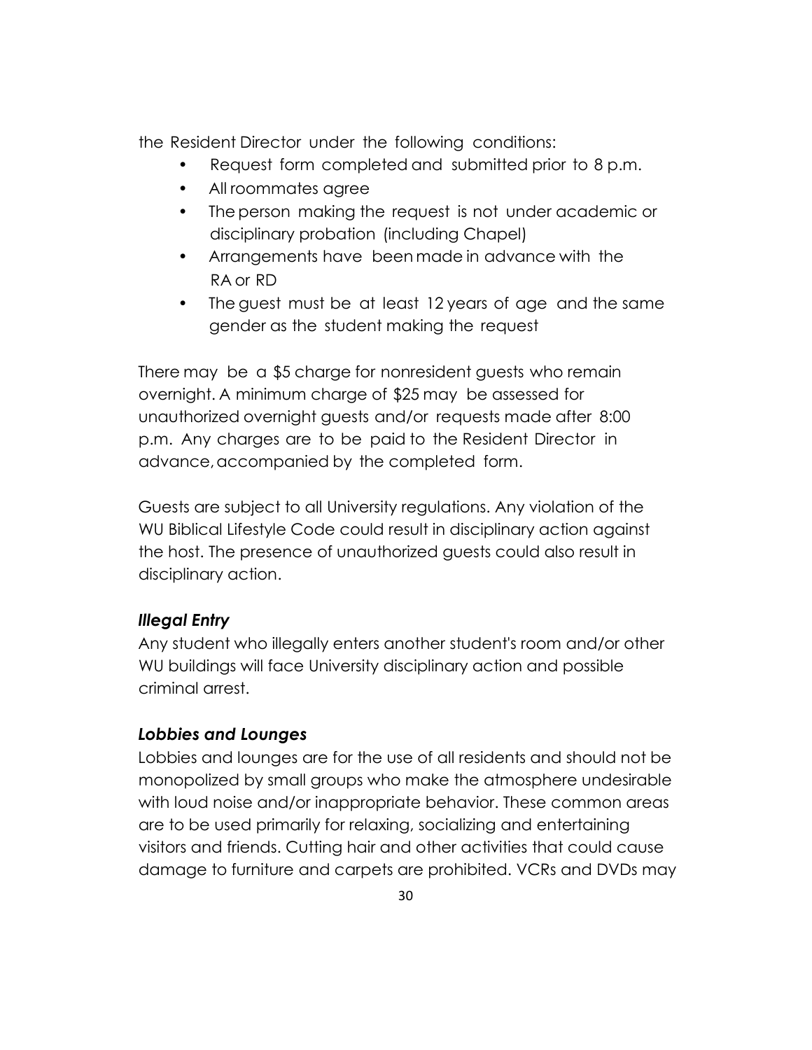the Resident Director under the following conditions:

- Request form completed and submitted prior to 8 p.m.
- All roommates agree
- The person making the request is not under academic or disciplinary probation (including Chapel)
- Arrangements have been made in advance with the RA or RD
- The guest must be at least 12 years of age and the same gender as the student making the request

There may be a $5 charge for nonresident guests who remain overnight. A minimum charge of $25 may be assessed for unauthorized overnight guests and/or requests made after 8:00 p.m. Any charges are to be paid to the Resident Director in advance, accompanied by the completed form.

Guests are subject to all University regulations. Any violation of the WU Biblical Lifestyle Code could result in disciplinary action against the host. The presence of unauthorized guests could also result in disciplinary action.

### *Illegal Entry*

Any student who illegally enters another student's room and/or other WU buildings will face University disciplinary action and possible criminal arrest.

### *Lobbies and Lounges*

Lobbies and lounges are for the use of all residents and should not be monopolized by small groups who make the atmosphere undesirable with loud noise and/or inappropriate behavior. These common areas are to be used primarily for relaxing, socializing and entertaining visitors and friends. Cutting hair and other activities that could cause damage to furniture and carpets are prohibited. VCRs and DVDs may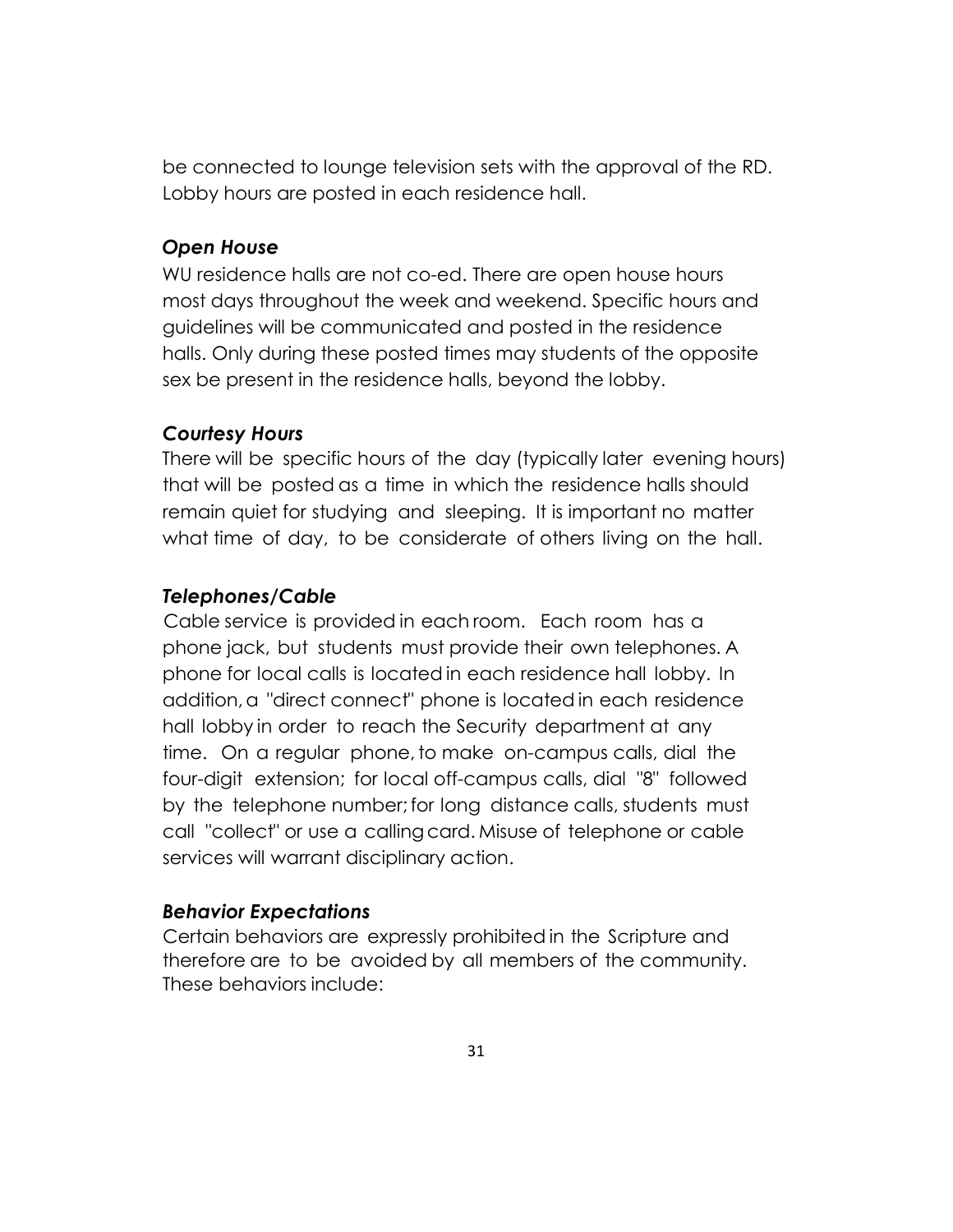be connected to lounge television sets with the approval of the RD. Lobby hours are posted in each residence hall.

### *Open House*

WU residence halls are not co-ed. There are open house hours most days throughout the week and weekend. Specific hours and guidelines will be communicated and posted in the residence halls. Only during these posted times may students of the opposite sex be present in the residence halls, beyond the lobby.

### *Courtesy Hours*

There will be specific hours of the day (typically later evening hours) that will be posted as a time in which the residence halls should remain quiet for studying and sleeping. It is important no matter what time of day, to be considerate of others living on the hall.

### *Telephones/Cable*

Cable service is provided in each room. Each room has a phone jack, but students must provide their own telephones. A phone for local calls is located in each residence hall lobby. In addition, a "direct connect" phone is located in each residence hall lobby in order to reach the Security department at any time. On a regular phone, to make on-campus calls, dial the four-digit extension; for local off-campus calls, dial "8" followed by the telephone number; for long distance calls, students must call "collect" or use a calling card. Misuse of telephone or cable services will warrant disciplinary action.

### *Behavior Expectations*

Certain behaviors are expressly prohibited in the Scripture and therefore are to be avoided by all members of the community. These behaviors include: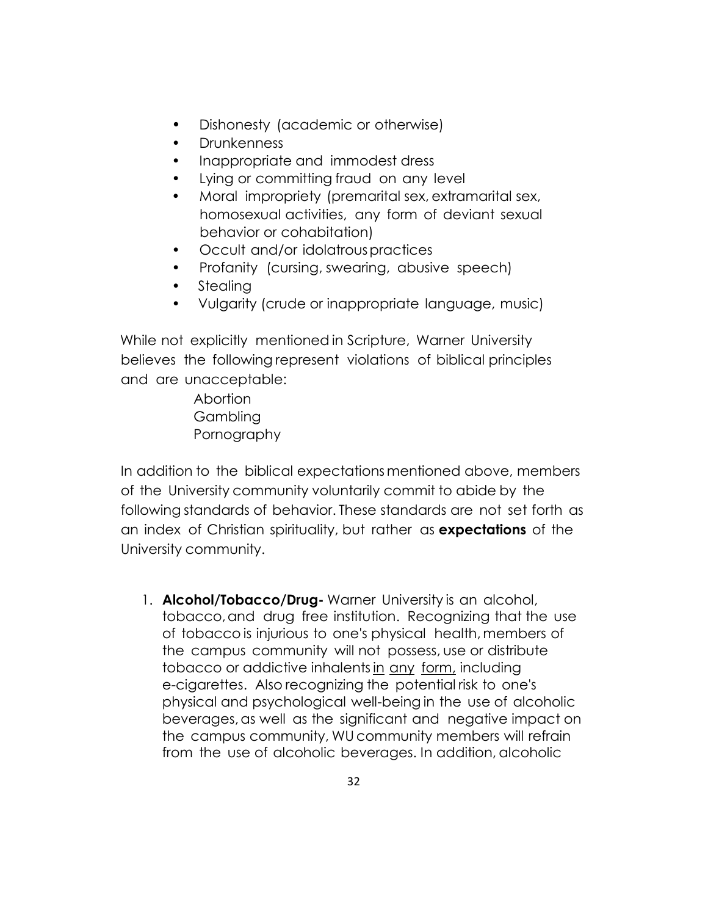- Dishonesty (academic or otherwise)
- Drunkenness
- Inappropriate and immodest dress
- Lying or committing fraud on any level
- Moral impropriety (premarital sex, extramarital sex, homosexual activities, any form of deviant sexual behavior or cohabitation)
- Occult and/or idolatrous practices
- Profanity (cursing, swearing, abusive speech)
- Stealing
- Vulgarity (crude or inappropriate language, music)

While not explicitly mentioned in Scripture, Warner University believes the following represent violations of biblical principles and are unacceptable:

Abortion
Gambling
Pornography

In addition to the biblical expectations mentioned above, members of the University community voluntarily commit to abide by the following standards of behavior. These standards are not set forth as an index of Christian spirituality, but rather as **expectations** of the University community.

1. **Alcohol/Tobacco/Drug-** Warner University is an alcohol, tobacco, and drug free institution. Recognizing that the use of tobacco is injurious to one's physical health, members of the campus community will not possess, use or distribute tobacco or addictive inhalents <u>in any form,</u> including e-cigarettes. Also recognizing the potential risk to one's physical and psychological well-being in the use of alcoholic beverages, as well as the significant and negative impact on the campus community, WU community members will refrain from the use of alcoholic beverages. In addition, alcoholic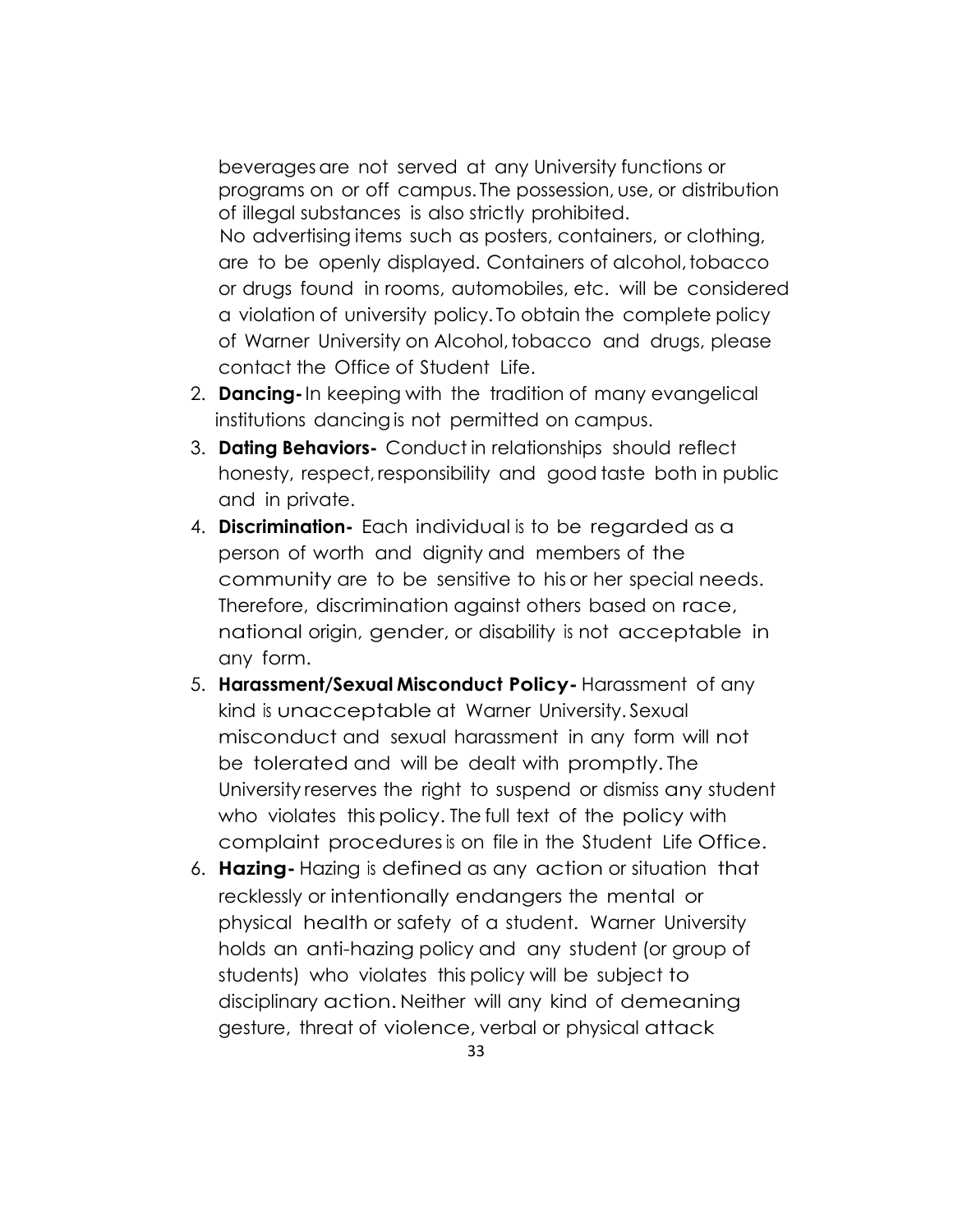beverages are not served at any University functions or programs on or off campus. The possession, use, or distribution of illegal substances is also strictly prohibited.
No advertising items such as posters, containers, or clothing, are to be openly displayed. Containers of alcohol, tobacco or drugs found in rooms, automobiles, etc. will be considered a violation of university policy. To obtain the complete policy of Warner University on Alcohol, tobacco and drugs, please contact the Office of Student Life.

2. **Dancing-** In keeping with the tradition of many evangelical institutions dancing is not permitted on campus.
3. **Dating Behaviors-** Conduct in relationships should reflect honesty, respect, responsibility and good taste both in public and in private.
4. **Discrimination-** Each individual is to be regarded as a person of worth and dignity and members of the community are to be sensitive to his or her special needs. Therefore, discrimination against others based on race, national origin, gender, or disability is not acceptable in any form.
5. **Harassment/Sexual Misconduct Policy-** Harassment of any kind is unacceptable at Warner University. Sexual misconduct and sexual harassment in any form will not be tolerated and will be dealt with promptly. The University reserves the right to suspend or dismiss any student who violates this policy. The full text of the policy with complaint procedures is on file in the Student Life Office.
6. **Hazing-** Hazing is defined as any action or situation that recklessly or intentionally endangers the mental or physical health or safety of a student. Warner University holds an anti-hazing policy and any student (or group of students) who violates this policy will be subject to disciplinary action. Neither will any kind of demeaning gesture, threat of violence, verbal or physical attack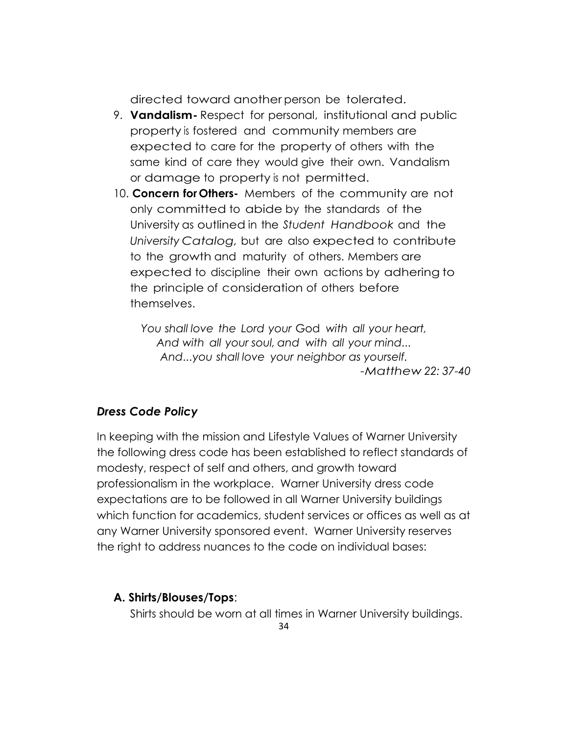directed toward another person be tolerated.

9. **Vandalism-** Respect for personal, institutional and public property is fostered and community members are expected to care for the property of others with the same kind of care they would give their own. Vandalism or damage to property is not permitted.
10. **Concern for Others-** Members of the community are not only committed to abide by the standards of the University as outlined in the *Student Handbook* and the *University Catalog,* but are also expected to contribute to the growth and maturity of others. Members are expected to discipline their own actions by adhering to the principle of consideration of others before themselves.

*You shall love the Lord your God with all your heart,*
*And with all your soul, and with all your mind...*
*And...you shall love your neighbor as yourself.*
*-Matthew 22: 37-40*

### *Dress Code Policy*

In keeping with the mission and Lifestyle Values of Warner University the following dress code has been established to reflect standards of modesty, respect of self and others, and growth toward professionalism in the workplace. Warner University dress code expectations are to be followed in all Warner University buildings which function for academics, student services or offices as well as at any Warner University sponsored event. Warner University reserves the right to address nuances to the code on individual bases:

#### A. Shirts/Blouses/Tops:

Shirts should be worn at all times in Warner University buildings.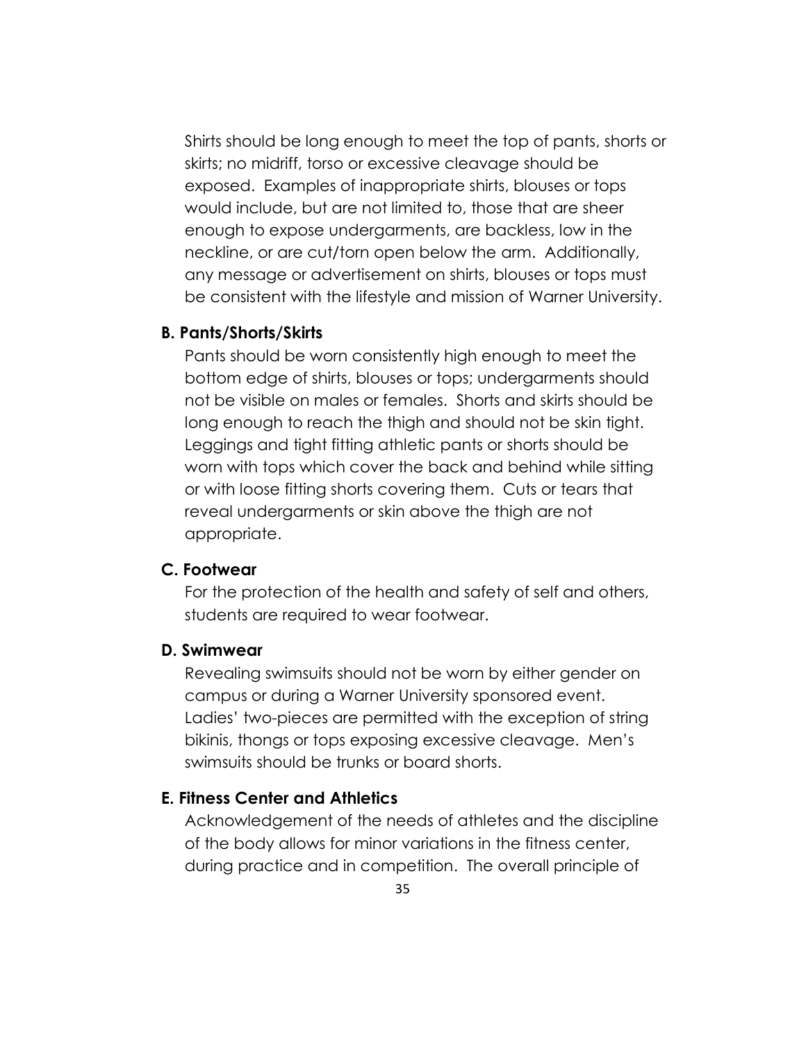Shirts should be long enough to meet the top of pants, shorts or skirts; no midriff, torso or excessive cleavage should be exposed. Examples of inappropriate shirts, blouses or tops would include, but are not limited to, those that are sheer enough to expose undergarments, are backless, low in the neckline, or are cut/torn open below the arm. Additionally, any message or advertisement on shirts, blouses or tops must be consistent with the lifestyle and mission of Warner University.

**B. Pants/Shorts/Skirts**

Pants should be worn consistently high enough to meet the bottom edge of shirts, blouses or tops; undergarments should not be visible on males or females. Shorts and skirts should be long enough to reach the thigh and should not be skin tight. Leggings and tight fitting athletic pants or shorts should be worn with tops which cover the back and behind while sitting or with loose fitting shorts covering them. Cuts or tears that reveal undergarments or skin above the thigh are not appropriate.

**C. Footwear**

For the protection of the health and safety of self and others, students are required to wear footwear.

**D. Swimwear**

Revealing swimsuits should not be worn by either gender on campus or during a Warner University sponsored event. Ladies' two-pieces are permitted with the exception of string bikinis, thongs or tops exposing excessive cleavage. Men's swimsuits should be trunks or board shorts.

**E. Fitness Center and Athletics**

Acknowledgement of the needs of athletes and the discipline of the body allows for minor variations in the fitness center, during practice and in competition. The overall principle of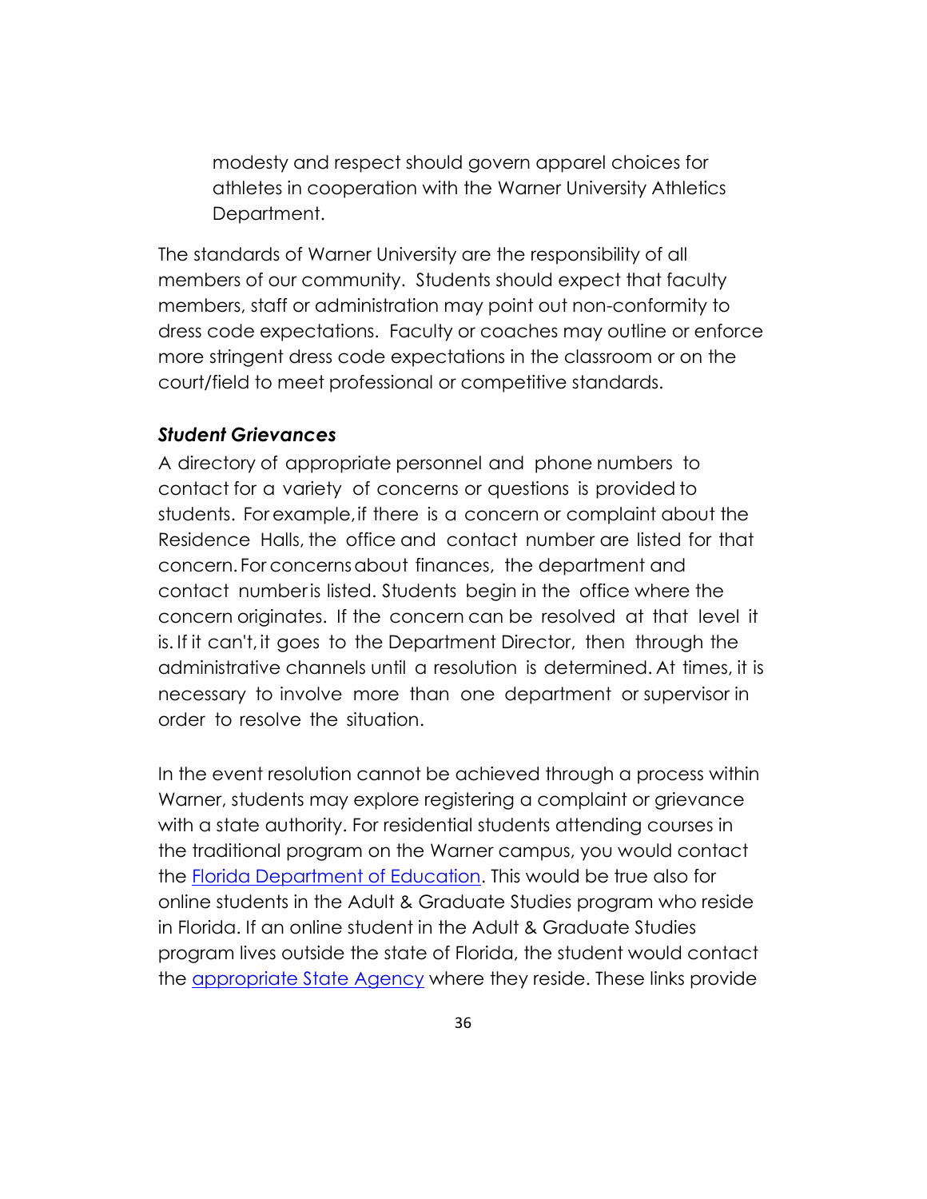modesty and respect should govern apparel choices for athletes in cooperation with the Warner University Athletics Department.

The standards of Warner University are the responsibility of all members of our community. Students should expect that faculty members, staff or administration may point out non-conformity to dress code expectations. Faculty or coaches may outline or enforce more stringent dress code expectations in the classroom or on the court/field to meet professional or competitive standards.

### ***Student Grievances***

A directory of appropriate personnel and phone numbers to contact for a variety of concerns or questions is provided to students. For example, if there is a concern or complaint about the Residence Halls, the office and contact number are listed for that concern. For concerns about finances, the department and contact number is listed. Students begin in the office where the concern originates. If the concern can be resolved at that level it is. If it can't, it goes to the Department Director, then through the administrative channels until a resolution is determined. At times, it is necessary to involve more than one department or supervisor in order to resolve the situation.

In the event resolution cannot be achieved through a process within Warner, students may explore registering a complaint or grievance with a state authority. For residential students attending courses in the traditional program on the Warner campus, you would contact the Florida Department of Education. This would be true also for online students in the Adult & Graduate Studies program who reside in Florida. If an online student in the Adult & Graduate Studies program lives outside the state of Florida, the student would contact the appropriate State Agency where they reside. These links provide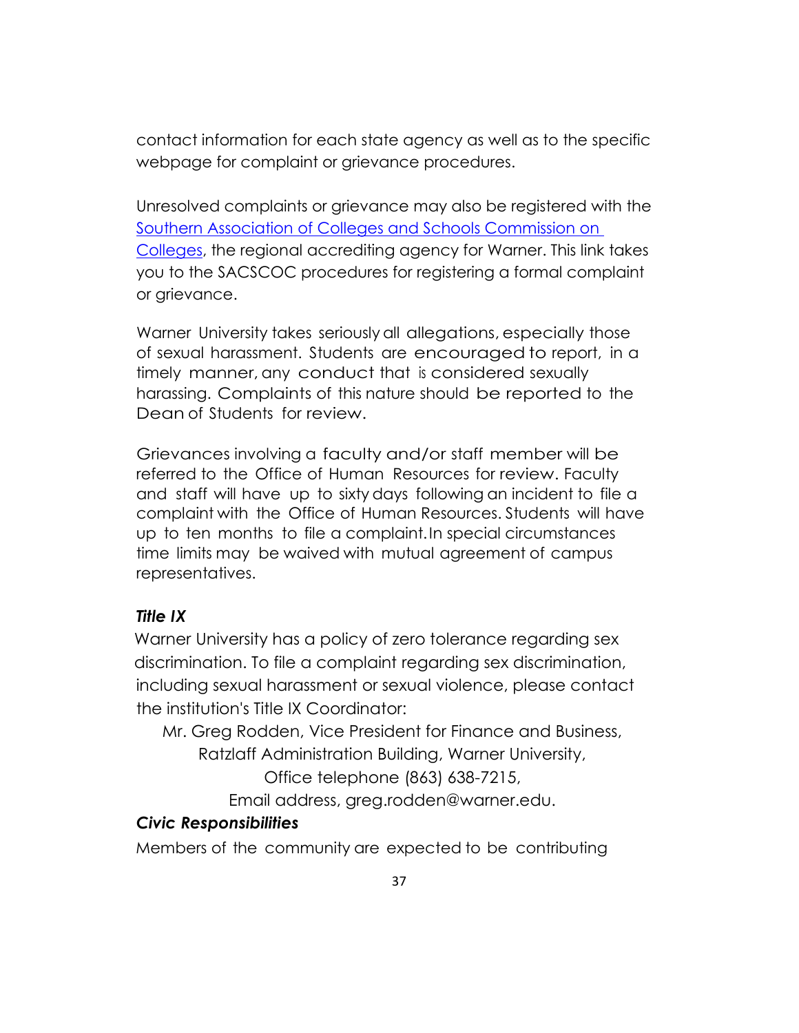contact information for each state agency as well as to the specific webpage for complaint or grievance procedures.

Unresolved complaints or grievance may also be registered with the [Southern Association of Colleges and Schools Commission on Colleges](), the regional accrediting agency for Warner. This link takes you to the SACSCOC procedures for registering a formal complaint or grievance.

Warner University takes seriously all allegations, especially those of sexual harassment. Students are encouraged to report, in a timely manner, any conduct that is considered sexually harassing. Complaints of this nature should be reported to the Dean of Students for review.

Grievances involving a faculty and/or staff member will be referred to the Office of Human Resources for review. Faculty and staff will have up to sixty days following an incident to file a complaint with the Office of Human Resources. Students will have up to ten months to file a complaint. In special circumstances time limits may be waived with mutual agreement of campus representatives.

***Title IX***

Warner University has a policy of zero tolerance regarding sex discrimination. To file a complaint regarding sex discrimination, including sexual harassment or sexual violence, please contact the institution's Title IX Coordinator:

Mr. Greg Rodden, Vice President for Finance and Business,
Ratzlaff Administration Building, Warner University,
Office telephone (863) 638-7215,
Email address, greg.rodden@warner.edu.

***Civic Responsibilities***

Members of the community are expected to be contributing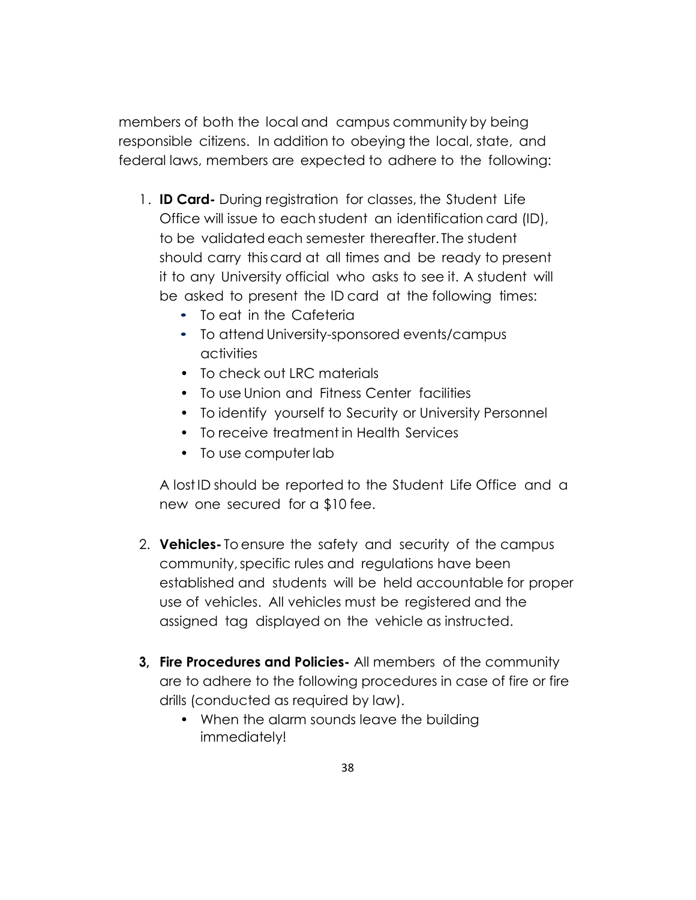members of both the local and campus community by being responsible citizens. In addition to obeying the local, state, and federal laws, members are expected to adhere to the following:

1. **ID Card-** During registration for classes, the Student Life Office will issue to each student an identification card (ID), to be validated each semester thereafter. The student should carry this card at all times and be ready to present it to any University official who asks to see it. A student will be asked to present the ID card at the following times:
   - To eat in the Cafeteria
   - To attend University-sponsored events/campus activities
   - To check out LRC materials
   - To use Union and Fitness Center facilities
   - To identify yourself to Security or University Personnel
   - To receive treatment in Health Services
   - To use computer lab

   A lost ID should be reported to the Student Life Office and a new one secured for a $10 fee.

2. **Vehicles-** To ensure the safety and security of the campus community, specific rules and regulations have been established and students will be held accountable for proper use of vehicles. All vehicles must be registered and the assigned tag displayed on the vehicle as instructed.

3. **Fire Procedures and Policies-** All members of the community are to adhere to the following procedures in case of fire or fire drills (conducted as required by law).
   - When the alarm sounds leave the building immediately!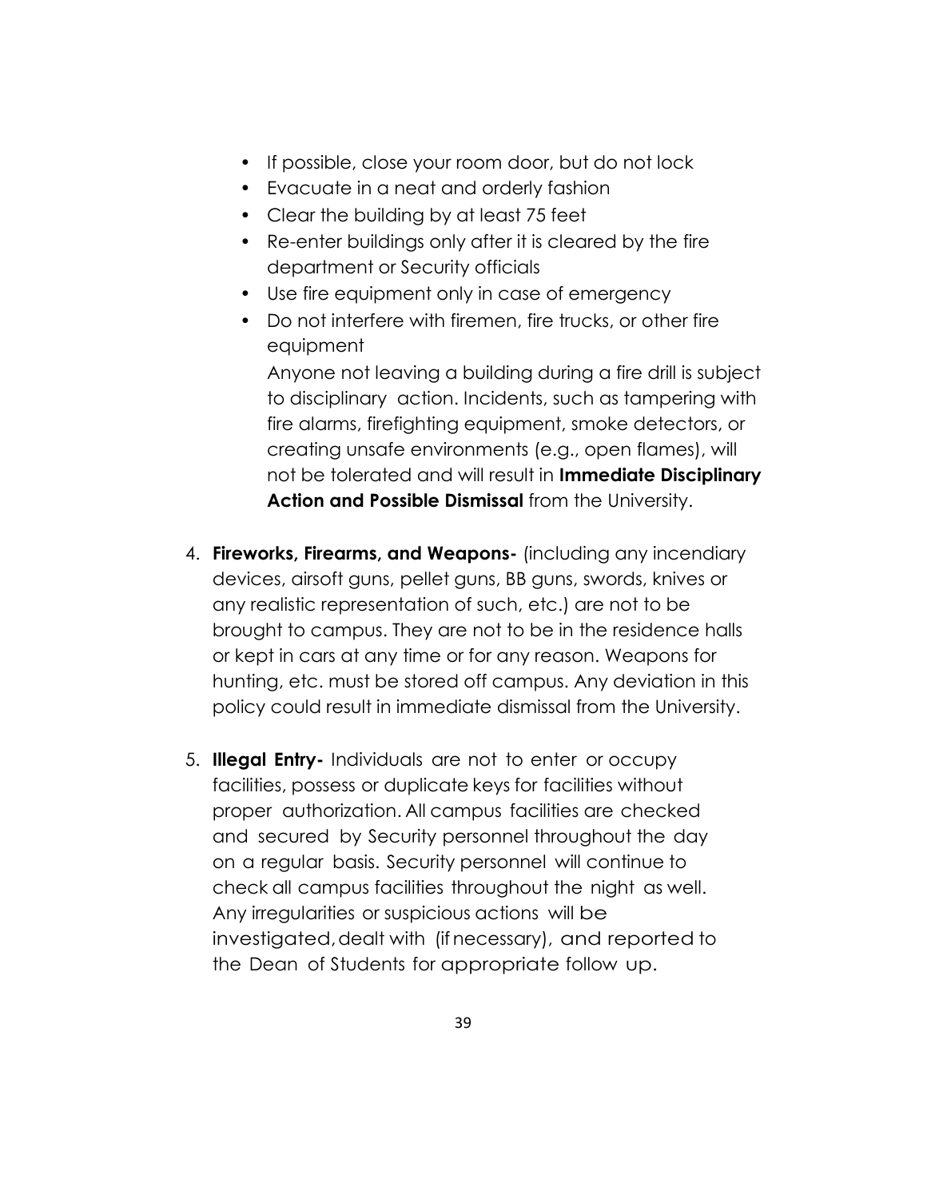- If possible, close your room door, but do not lock
- Evacuate in a neat and orderly fashion
- Clear the building by at least 75 feet
- Re-enter buildings only after it is cleared by the fire department or Security officials
- Use fire equipment only in case of emergency
- Do not interfere with firemen, fire trucks, or other fire equipment

  Anyone not leaving a building during a fire drill is subject to disciplinary action. Incidents, such as tampering with fire alarms, firefighting equipment, smoke detectors, or creating unsafe environments (e.g., open flames), will not be tolerated and will result in **Immediate Disciplinary Action and Possible Dismissal** from the University.

4. **Fireworks, Firearms, and Weapons-** (including any incendiary devices, airsoft guns, pellet guns, BB guns, swords, knives or any realistic representation of such, etc.) are not to be brought to campus. They are not to be in the residence halls or kept in cars at any time or for any reason. Weapons for hunting, etc. must be stored off campus. Any deviation in this policy could result in immediate dismissal from the University.

5. **Illegal Entry-** Individuals are not to enter or occupy facilities, possess or duplicate keys for facilities without proper authorization. All campus facilities are checked and secured by Security personnel throughout the day on a regular basis. Security personnel will continue to check all campus facilities throughout the night as well. Any irregularities or suspicious actions will be investigated, dealt with (if necessary), and reported to the Dean of Students for appropriate follow up.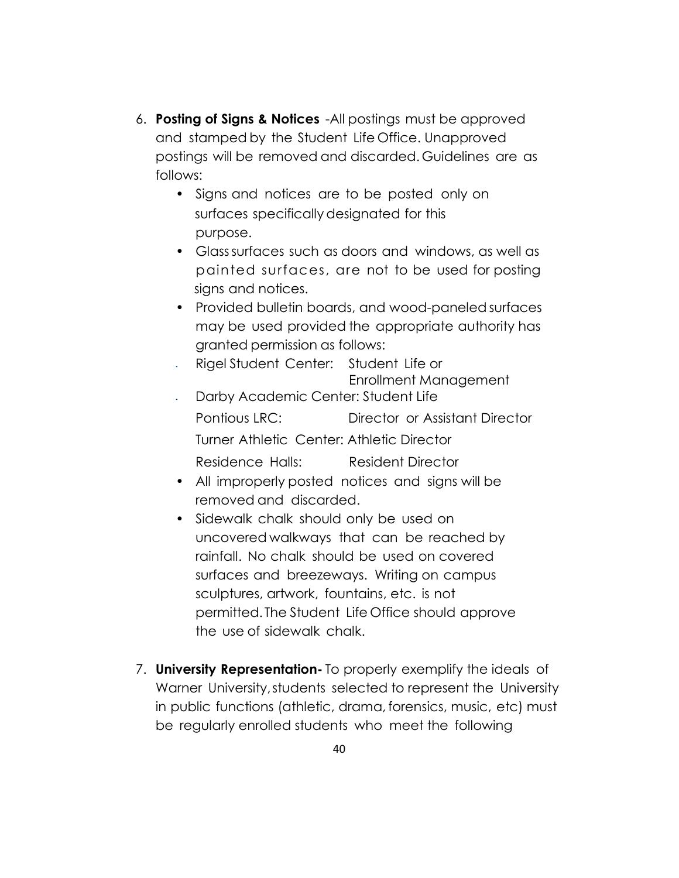6. **Posting of Signs & Notices** -All postings must be approved and stamped by the Student Life Office. Unapproved postings will be removed and discarded. Guidelines are as follows:
   - Signs and notices are to be posted only on surfaces specifically designated for this purpose.
   - Glass surfaces such as doors and windows, as well as painted surfaces, are not to be used for posting signs and notices.
   - Provided bulletin boards, and wood-paneled surfaces may be used provided the appropriate authority has granted permission as follows:
     - Rigel Student Center: Student Life or Enrollment Management
     - Darby Academic Center: Student Life
     - Pontious LRC: Director or Assistant Director
     - Turner Athletic Center: Athletic Director
     - Residence Halls: Resident Director
   - All improperly posted notices and signs will be removed and discarded.
   - Sidewalk chalk should only be used on uncovered walkways that can be reached by rainfall. No chalk should be used on covered surfaces and breezeways. Writing on campus sculptures, artwork, fountains, etc. is not permitted. The Student Life Office should approve the use of sidewalk chalk.

7. **University Representation-** To properly exemplify the ideals of Warner University, students selected to represent the University in public functions (athletic, drama, forensics, music, etc) must be regularly enrolled students who meet the following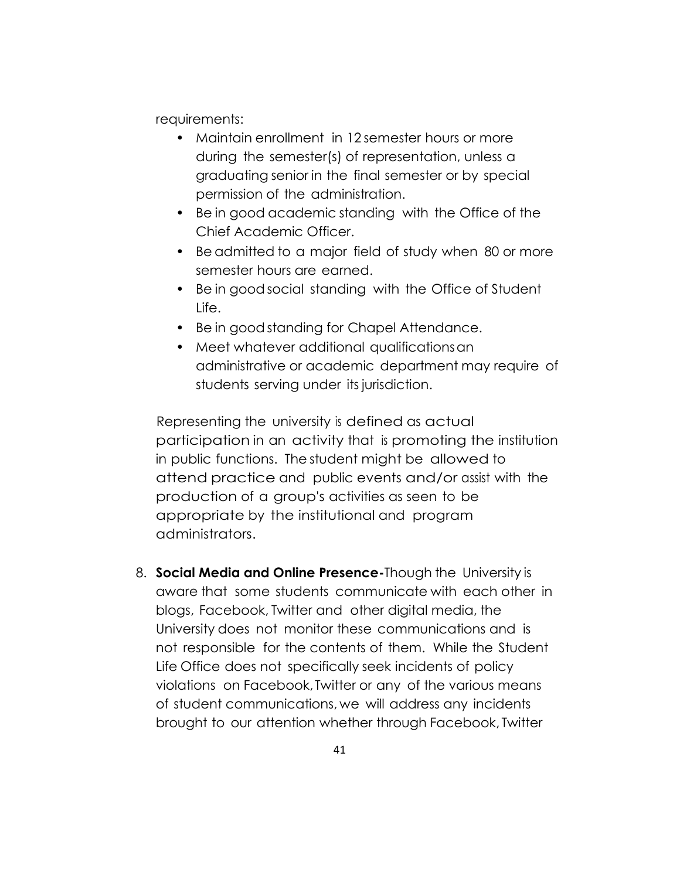requirements:

- Maintain enrollment in 12 semester hours or more during the semester(s) of representation, unless a graduating senior in the final semester or by special permission of the administration.
- Be in good academic standing with the Office of the Chief Academic Officer.
- Be admitted to a major field of study when 80 or more semester hours are earned.
- Be in good social standing with the Office of Student Life.
- Be in good standing for Chapel Attendance.
- Meet whatever additional qualifications an administrative or academic department may require of students serving under its jurisdiction.

Representing the university is defined as actual participation in an activity that is promoting the institution in public functions. The student might be allowed to attend practice and public events and/or assist with the production of a group's activities as seen to be appropriate by the institutional and program administrators.

8. **Social Media and Online Presence-**Though the University is aware that some students communicate with each other in blogs, Facebook, Twitter and other digital media, the University does not monitor these communications and is not responsible for the contents of them. While the Student Life Office does not specifically seek incidents of policy violations on Facebook, Twitter or any of the various means of student communications, we will address any incidents brought to our attention whether through Facebook, Twitter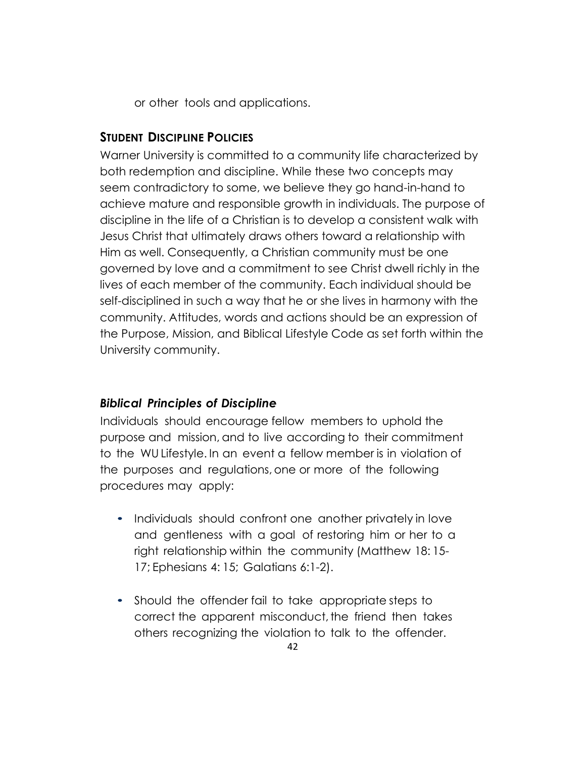or other tools and applications.

## STUDENT DISCIPLINE POLICIES

Warner University is committed to a community life characterized by both redemption and discipline. While these two concepts may seem contradictory to some, we believe they go hand-in-hand to achieve mature and responsible growth in individuals. The purpose of discipline in the life of a Christian is to develop a consistent walk with Jesus Christ that ultimately draws others toward a relationship with Him as well. Consequently, a Christian community must be one governed by love and a commitment to see Christ dwell richly in the lives of each member of the community. Each individual should be self-disciplined in such a way that he or she lives in harmony with the community. Attitudes, words and actions should be an expression of the Purpose, Mission, and Biblical Lifestyle Code as set forth within the University community.

### *Biblical Principles of Discipline*

Individuals should encourage fellow members to uphold the purpose and mission, and to live according to their commitment to the WU Lifestyle. In an event a fellow member is in violation of the purposes and regulations, one or more of the following procedures may apply:

- Individuals should confront one another privately in love and gentleness with a goal of restoring him or her to a right relationship within the community (Matthew 18: 15-17; Ephesians 4: 15; Galatians 6:1-2).
- Should the offender fail to take appropriate steps to correct the apparent misconduct, the friend then takes others recognizing the violation to talk to the offender.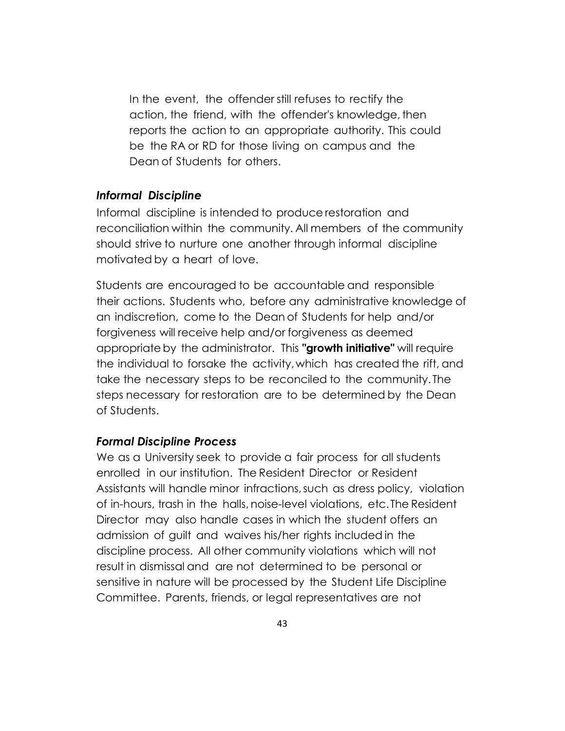In the event, the offender still refuses to rectify the action, the friend, with the offender's knowledge, then reports the action to an appropriate authority. This could be the RA or RD for those living on campus and the Dean of Students for others.

### *Informal Discipline*

Informal discipline is intended to produce restoration and reconciliation within the community. All members of the community should strive to nurture one another through informal discipline motivated by a heart of love.

Students are encouraged to be accountable and responsible their actions. Students who, before any administrative knowledge of an indiscretion, come to the Dean of Students for help and/or forgiveness will receive help and/or forgiveness as deemed appropriate by the administrator. This **"growth initiative"** will require the individual to forsake the activity, which has created the rift, and take the necessary steps to be reconciled to the community. The steps necessary for restoration are to be determined by the Dean of Students.

### *Formal Discipline Process*

We as a University seek to provide a fair process for all students enrolled in our institution. The Resident Director or Resident Assistants will handle minor infractions, such as dress policy, violation of in-hours, trash in the halls, noise-level violations, etc. The Resident Director may also handle cases in which the student offers an admission of guilt and waives his/her rights included in the discipline process. All other community violations which will not result in dismissal and are not determined to be personal or sensitive in nature will be processed by the Student Life Discipline Committee. Parents, friends, or legal representatives are not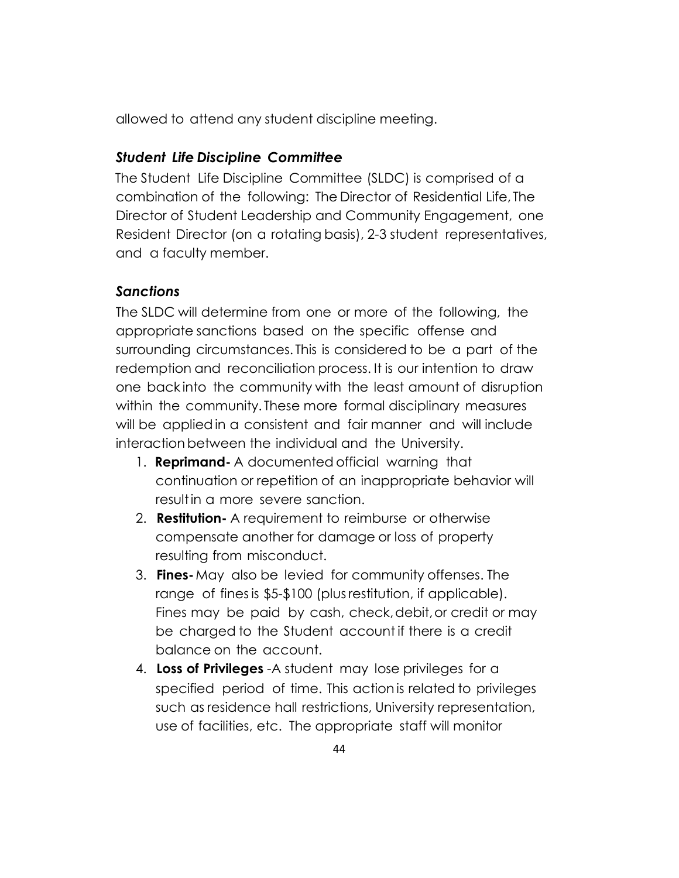allowed to attend any student discipline meeting.

### *Student Life Discipline Committee*

The Student Life Discipline Committee (SLDC) is comprised of a combination of the following: The Director of Residential Life, The Director of Student Leadership and Community Engagement, one Resident Director (on a rotating basis), 2-3 student representatives, and a faculty member.

### *Sanctions*

The SLDC will determine from one or more of the following, the appropriate sanctions based on the specific offense and surrounding circumstances. This is considered to be a part of the redemption and reconciliation process. It is our intention to draw one back into the community with the least amount of disruption within the community. These more formal disciplinary measures will be applied in a consistent and fair manner and will include interaction between the individual and the University.

1. **Reprimand-** A documented official warning that continuation or repetition of an inappropriate behavior will result in a more severe sanction.
2. **Restitution-** A requirement to reimburse or otherwise compensate another for damage or loss of property resulting from misconduct.
3. **Fines-** May also be levied for community offenses. The range of fines is $5-$100 (plus restitution, if applicable). Fines may be paid by cash, check, debit, or credit or may be charged to the Student account if there is a credit balance on the account.
4. **Loss of Privileges** -A student may lose privileges for a specified period of time. This action is related to privileges such as residence hall restrictions, University representation, use of facilities, etc. The appropriate staff will monitor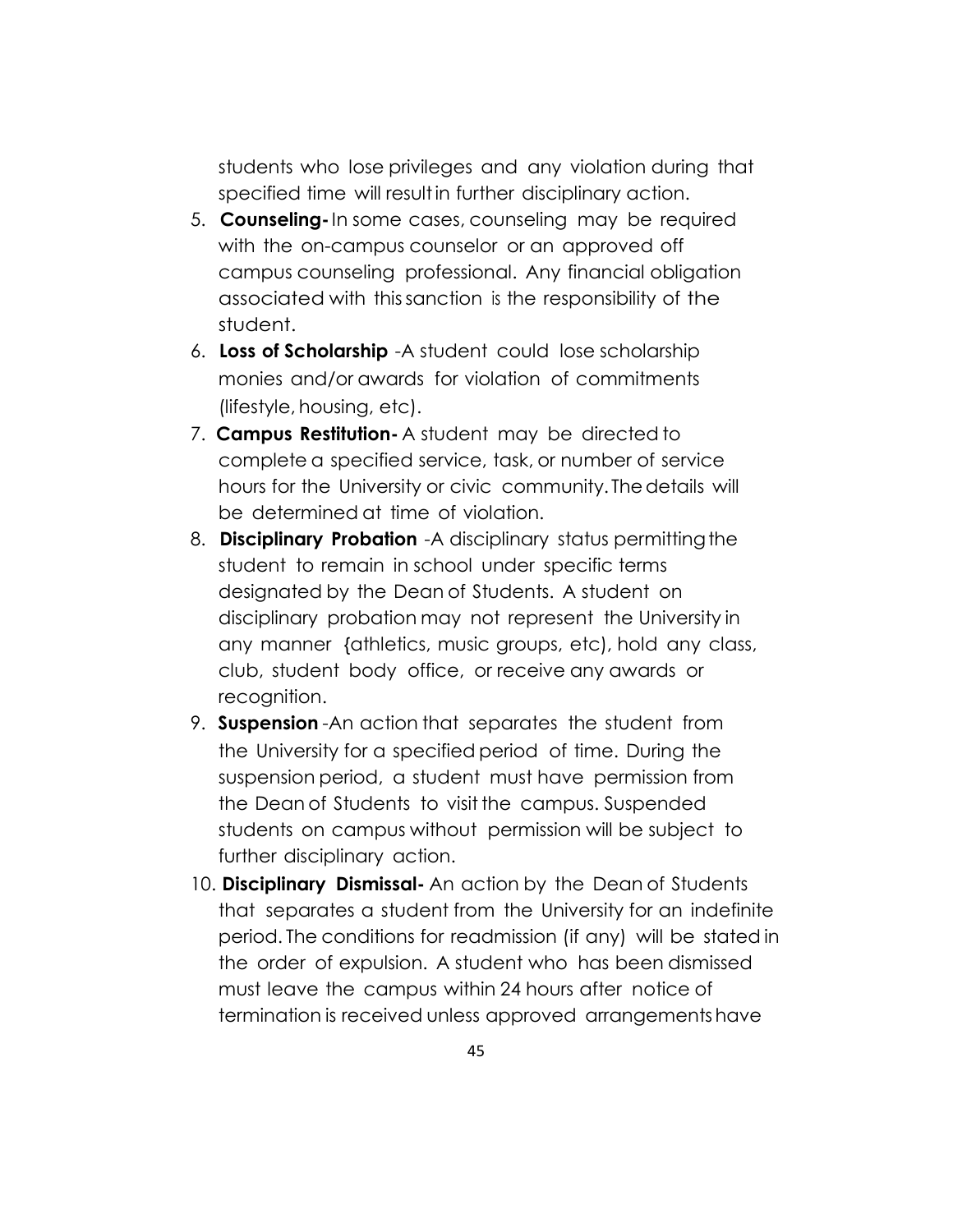students who lose privileges and any violation during that specified time will result in further disciplinary action.

5. **Counseling-** In some cases, counseling may be required with the on-campus counselor or an approved off campus counseling professional. Any financial obligation associated with this sanction is the responsibility of the student.
6. **Loss of Scholarship** -A student could lose scholarship monies and/or awards for violation of commitments (lifestyle, housing, etc).
7. **Campus Restitution-** A student may be directed to complete a specified service, task, or number of service hours for the University or civic community. The details will be determined at time of violation.
8. **Disciplinary Probation** -A disciplinary status permitting the student to remain in school under specific terms designated by the Dean of Students. A student on disciplinary probation may not represent the University in any manner {athletics, music groups, etc), hold any class, club, student body office, or receive any awards or recognition.
9. **Suspension** -An action that separates the student from the University for a specified period of time. During the suspension period, a student must have permission from the Dean of Students to visit the campus. Suspended students on campus without permission will be subject to further disciplinary action.
10. **Disciplinary Dismissal-** An action by the Dean of Students that separates a student from the University for an indefinite period. The conditions for readmission (if any) will be stated in the order of expulsion. A student who has been dismissed must leave the campus within 24 hours after notice of termination is received unless approved arrangements have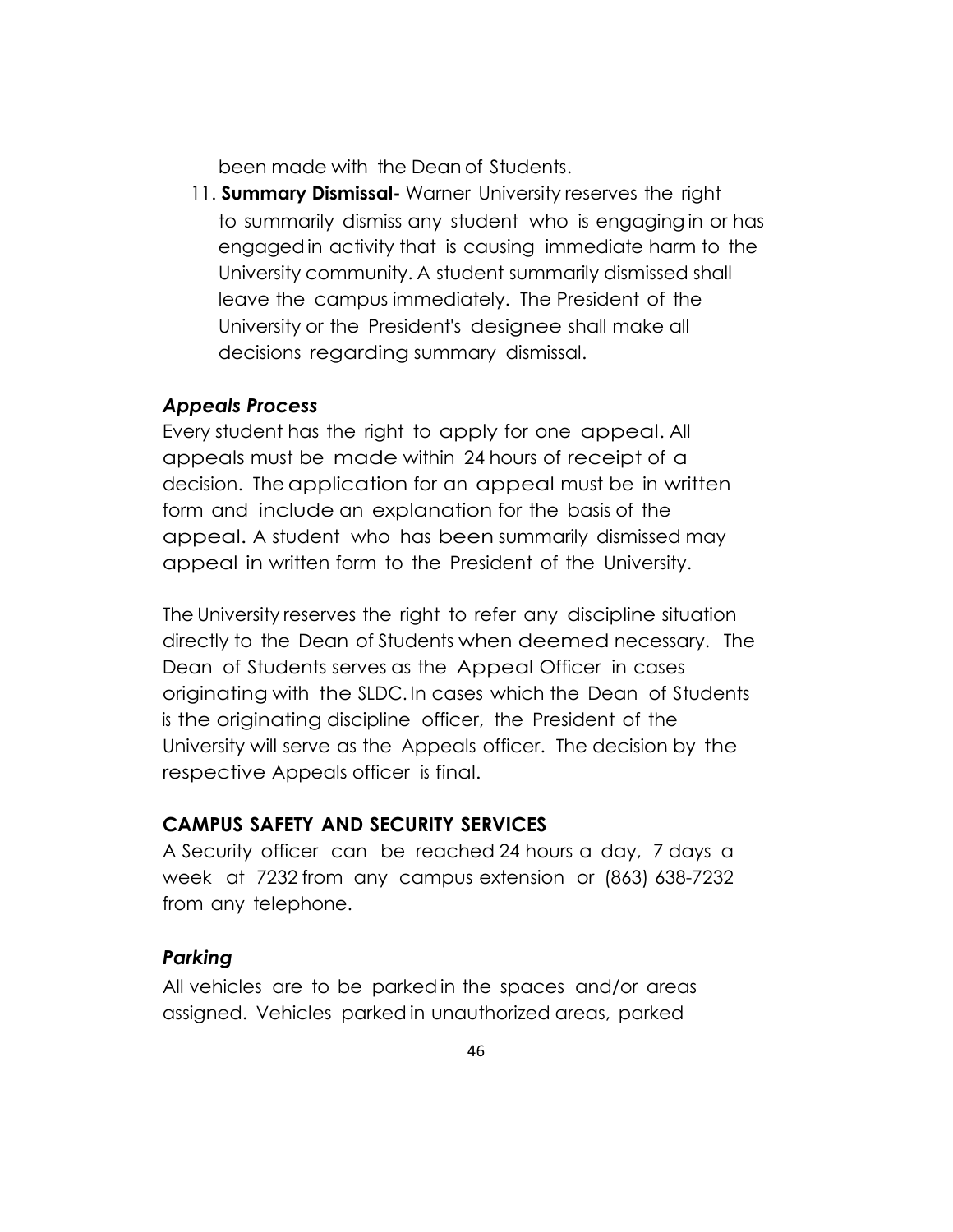been made with the Dean of Students.

11. **Summary Dismissal-** Warner University reserves the right to summarily dismiss any student who is engaging in or has engaged in activity that is causing immediate harm to the University community. A student summarily dismissed shall leave the campus immediately. The President of the University or the President's designee shall make all decisions regarding summary dismissal.

### *Appeals Process*

Every student has the right to apply for one appeal. All appeals must be made within 24 hours of receipt of a decision. The application for an appeal must be in written form and include an explanation for the basis of the appeal. A student who has been summarily dismissed may appeal in written form to the President of the University.

The University reserves the right to refer any discipline situation directly to the Dean of Students when deemed necessary. The Dean of Students serves as the Appeal Officer in cases originating with the SLDC. In cases which the Dean of Students is the originating discipline officer, the President of the University will serve as the Appeals officer. The decision by the respective Appeals officer is final.

## CAMPUS SAFETY AND SECURITY SERVICES

A Security officer can be reached 24 hours a day, 7 days a week at 7232 from any campus extension or (863) 638-7232 from any telephone.

### *Parking*

All vehicles are to be parked in the spaces and/or areas assigned. Vehicles parked in unauthorized areas, parked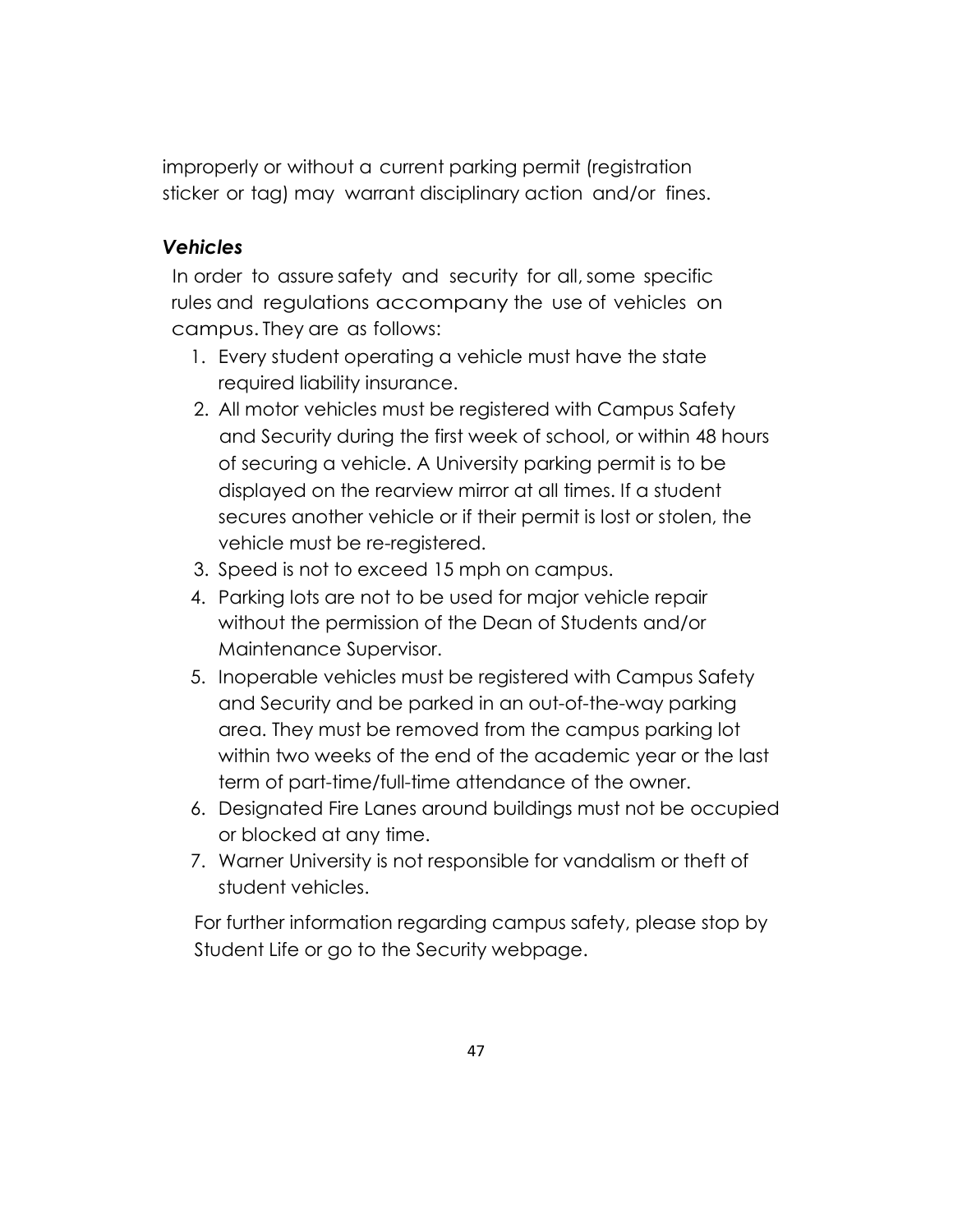improperly or without a current parking permit (registration sticker or tag) may warrant disciplinary action and/or fines.

### *Vehicles*

In order to assure safety and security for all, some specific rules and regulations accompany the use of vehicles on campus. They are as follows:

1. Every student operating a vehicle must have the state required liability insurance.
2. All motor vehicles must be registered with Campus Safety and Security during the first week of school, or within 48 hours of securing a vehicle. A University parking permit is to be displayed on the rearview mirror at all times. If a student secures another vehicle or if their permit is lost or stolen, the vehicle must be re-registered.
3. Speed is not to exceed 15 mph on campus.
4. Parking lots are not to be used for major vehicle repair without the permission of the Dean of Students and/or Maintenance Supervisor.
5. Inoperable vehicles must be registered with Campus Safety and Security and be parked in an out-of-the-way parking area. They must be removed from the campus parking lot within two weeks of the end of the academic year or the last term of part-time/full-time attendance of the owner.
6. Designated Fire Lanes around buildings must not be occupied or blocked at any time.
7. Warner University is not responsible for vandalism or theft of student vehicles.

For further information regarding campus safety, please stop by Student Life or go to the Security webpage.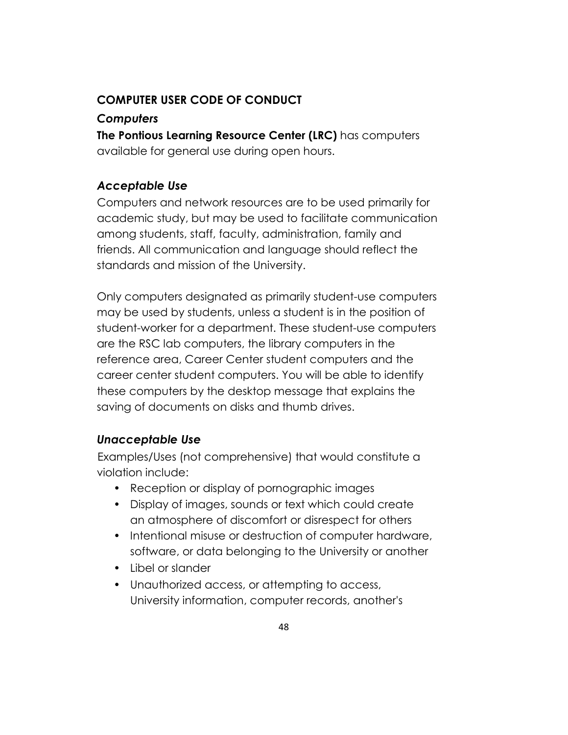## COMPUTER USER CODE OF CONDUCT

### *Computers*

**The Pontious Learning Resource Center (LRC)** has computers available for general use during open hours.

### *Acceptable Use*

Computers and network resources are to be used primarily for academic study, but may be used to facilitate communication among students, staff, faculty, administration, family and friends. All communication and language should reflect the standards and mission of the University.

Only computers designated as primarily student-use computers may be used by students, unless a student is in the position of student-worker for a department. These student-use computers are the RSC lab computers, the library computers in the reference area, Career Center student computers and the career center student computers. You will be able to identify these computers by the desktop message that explains the saving of documents on disks and thumb drives.

### *Unacceptable Use*

Examples/Uses (not comprehensive) that would constitute a violation include:

- Reception or display of pornographic images
- Display of images, sounds or text which could create an atmosphere of discomfort or disrespect for others
- Intentional misuse or destruction of computer hardware, software, or data belonging to the University or another
- Libel or slander
- Unauthorized access, or attempting to access, University information, computer records, another's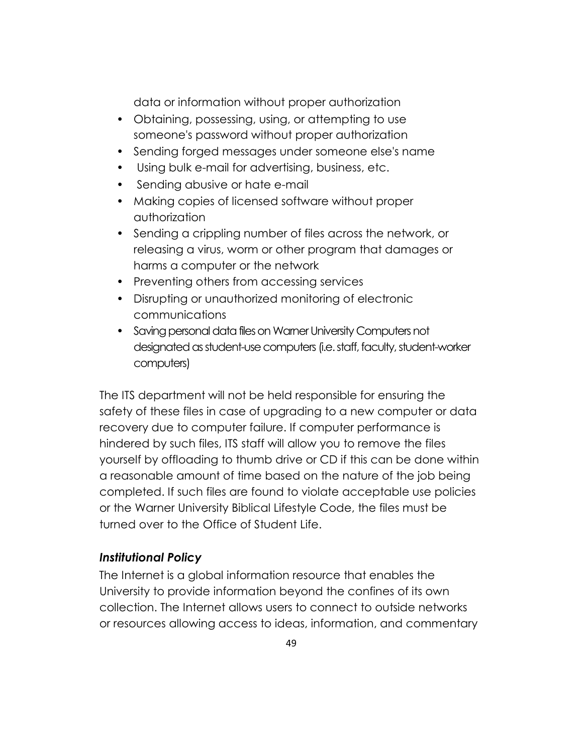data or information without proper authorization

- Obtaining, possessing, using, or attempting to use someone's password without proper authorization
- Sending forged messages under someone else's name
- Using bulk e-mail for advertising, business, etc.
- Sending abusive or hate e-mail
- Making copies of licensed software without proper authorization
- Sending a crippling number of files across the network, or releasing a virus, worm or other program that damages or harms a computer or the network
- Preventing others from accessing services
- Disrupting or unauthorized monitoring of electronic communications
- Saving personal data files on Warner University Computers not designated as student-use computers (i.e. staff, faculty, student-worker computers)

The ITS department will not be held responsible for ensuring the safety of these files in case of upgrading to a new computer or data recovery due to computer failure. If computer performance is hindered by such files, ITS staff will allow you to remove the files yourself by offloading to thumb drive or CD if this can be done within a reasonable amount of time based on the nature of the job being completed. If such files are found to violate acceptable use policies or the Warner University Biblical Lifestyle Code, the files must be turned over to the Office of Student Life.

### *Institutional Policy*

The Internet is a global information resource that enables the University to provide information beyond the confines of its own collection. The Internet allows users to connect to outside networks or resources allowing access to ideas, information, and commentary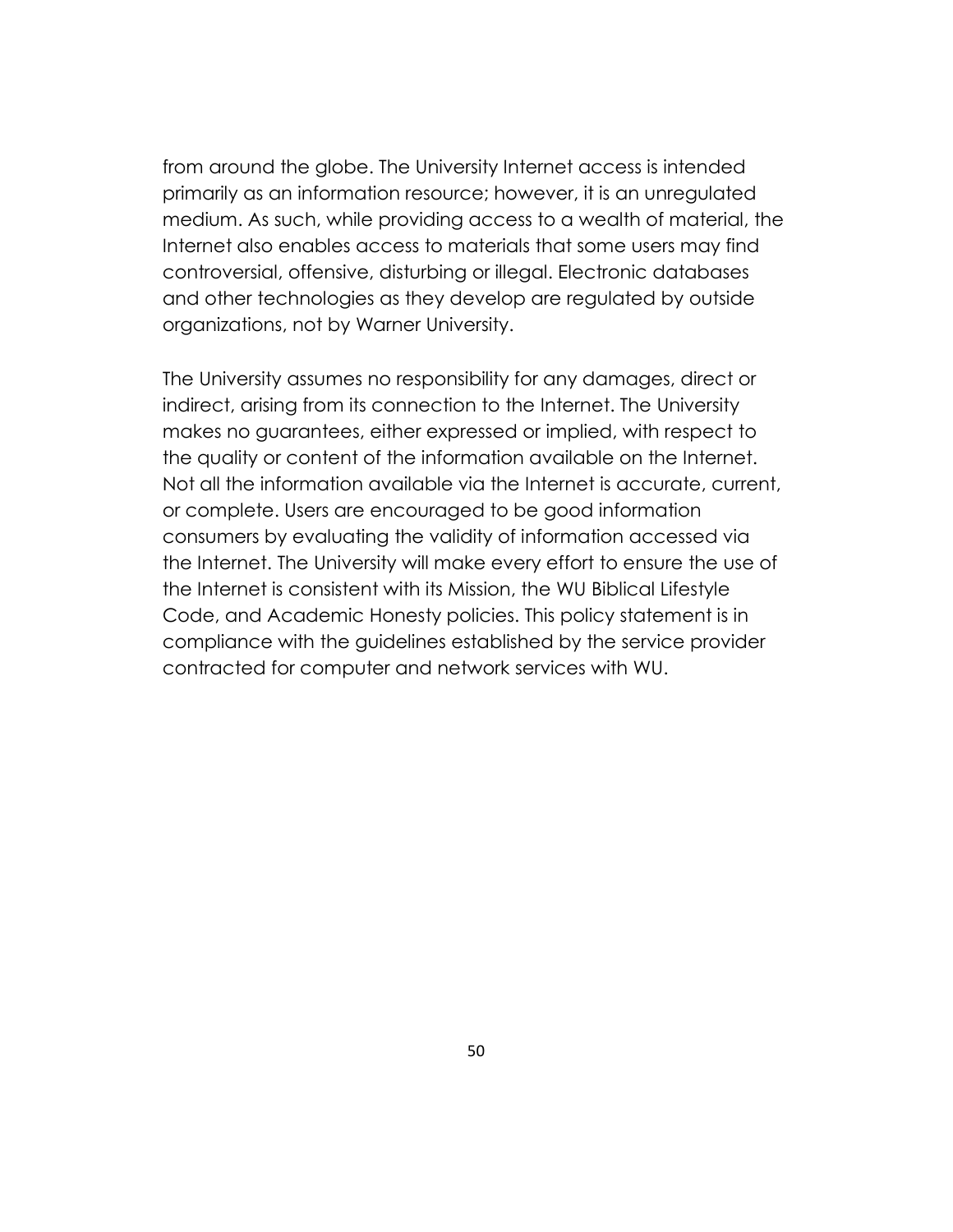from around the globe. The University Internet access is intended primarily as an information resource; however, it is an unregulated medium. As such, while providing access to a wealth of material, the Internet also enables access to materials that some users may find controversial, offensive, disturbing or illegal. Electronic databases and other technologies as they develop are regulated by outside organizations, not by Warner University.

The University assumes no responsibility for any damages, direct or indirect, arising from its connection to the Internet. The University makes no guarantees, either expressed or implied, with respect to the quality or content of the information available on the Internet. Not all the information available via the Internet is accurate, current, or complete. Users are encouraged to be good information consumers by evaluating the validity of information accessed via the Internet. The University will make every effort to ensure the use of the Internet is consistent with its Mission, the WU Biblical Lifestyle Code, and Academic Honesty policies. This policy statement is in compliance with the guidelines established by the service provider contracted for computer and network services with WU.